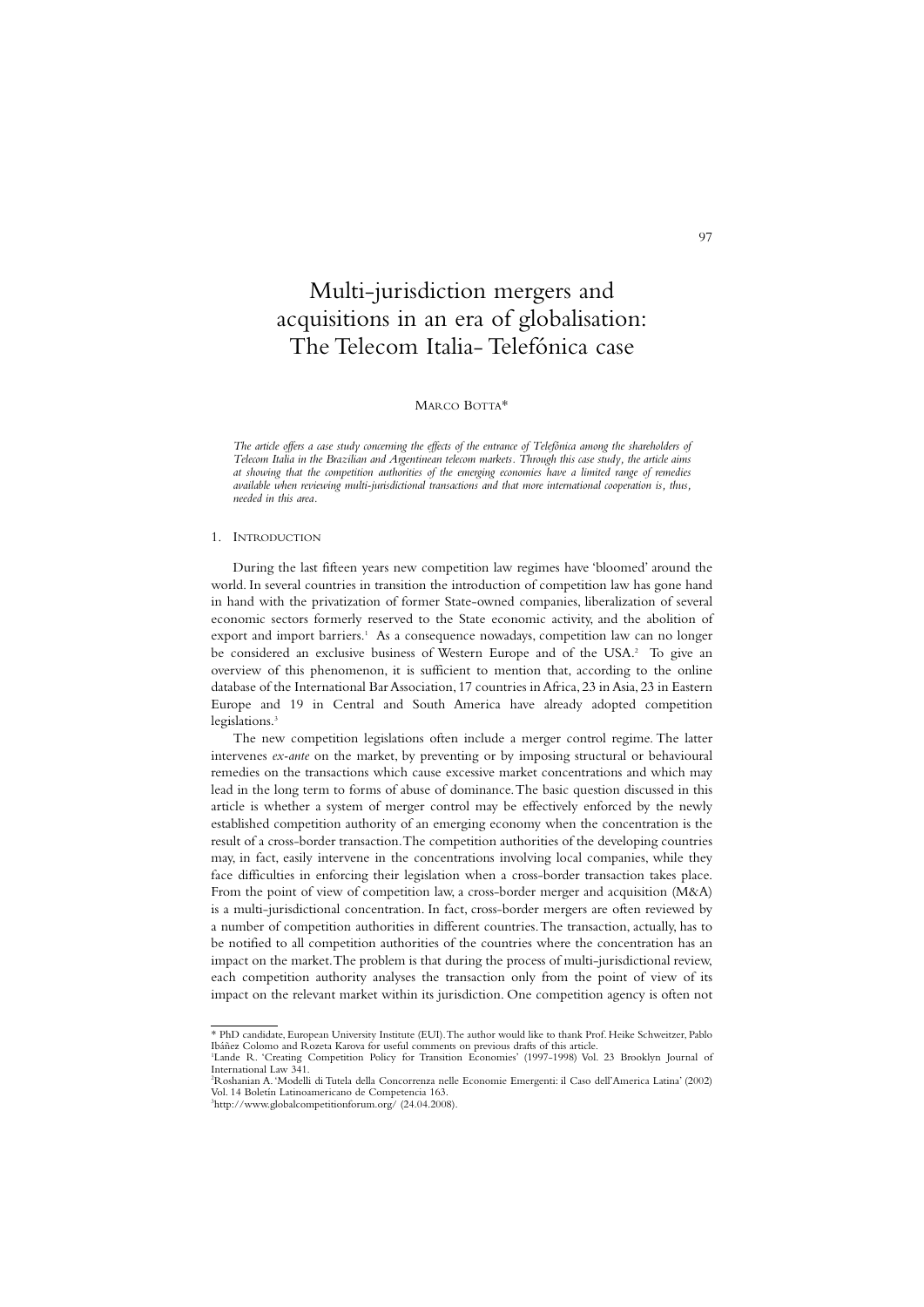# Multi-jurisdiction mergers and acquisitions in an era of globalisation: The Telecom Italia- Telefónica case

MARCO BOTTA*

*The article offers a case study concerning the effects of the entrance of Telefónica among the shareholders of Telecom Italia in the Brazilian and Argentinean telecom markets. Through this case study, the article aims at showing that the competition authorities of the emerging economies have a limited range of remedies available when reviewing multi-jurisdictional transactions and that more international cooperation is, thus, needed in this area.*

## 1. INTRODUCTION

During the last fifteen years new competition law regimes have 'bloomed' around the world. In several countries in transition the introduction of competition law has gone hand in hand with the privatization of former State-owned companies, liberalization of several economic sectors formerly reserved to the State economic activity, and the abolition of export and import barriers.[1] As a consequence nowadays, competition law can no longer be considered an exclusive business of Western Europe and of the USA.[2] To give an overview of this phenomenon, it is sufficient to mention that, according to the online database of the International Bar Association, 17 countries in Africa, 23 in Asia, 23 in Eastern Europe and 19 in Central and South America have already adopted competition legislations.[3]

The new competition legislations often include a merger control regime. The latter intervenes *ex-ante* on the market, by preventing or by imposing structural or behavioural remedies on the transactions which cause excessive market concentrations and which may lead in the long term to forms of abuse of dominance. The basic question discussed in this article is whether a system of merger control may be effectively enforced by the newly established competition authority of an emerging economy when the concentration is the result of a cross-border transaction. The competition authorities of the developing countries may, in fact, easily intervene in the concentrations involving local companies, while they face difficulties in enforcing their legislation when a cross-border transaction takes place. From the point of view of competition law, a cross-border merger and acquisition (M&A) is a multi-jurisdictional concentration. In fact, cross-border mergers are often reviewed by a number of competition authorities in different countries. The transaction, actually, has to be notified to all competition authorities of the countries where the concentration has an impact on the market. The problem is that during the process of multi-jurisdictional review, each competition authority analyses the transaction only from the point of view of its impact on the relevant market within its jurisdiction. One competition agency is often not

---

* PhD candidate, European University Institute (EUI). The author would like to thank Prof. Heike Schweitzer, Pablo Ibáñez Colomo and Rozeta Karova for useful comments on previous drafts of this article.

[1] Lande R. 'Creating Competition Policy for Transition Economies' (1997-1998) Vol. 23 Brooklyn Journal of International Law 341.

[2] Roshanian A. 'Modelli di Tutela della Concorrenza nelle Economie Emergenti: il Caso dell'America Latina' (2002) Vol. 14 Boletín Latinoamericano de Competencia 163.

[3] http://www.globalcompetitionforum.org/ (24.04.2008).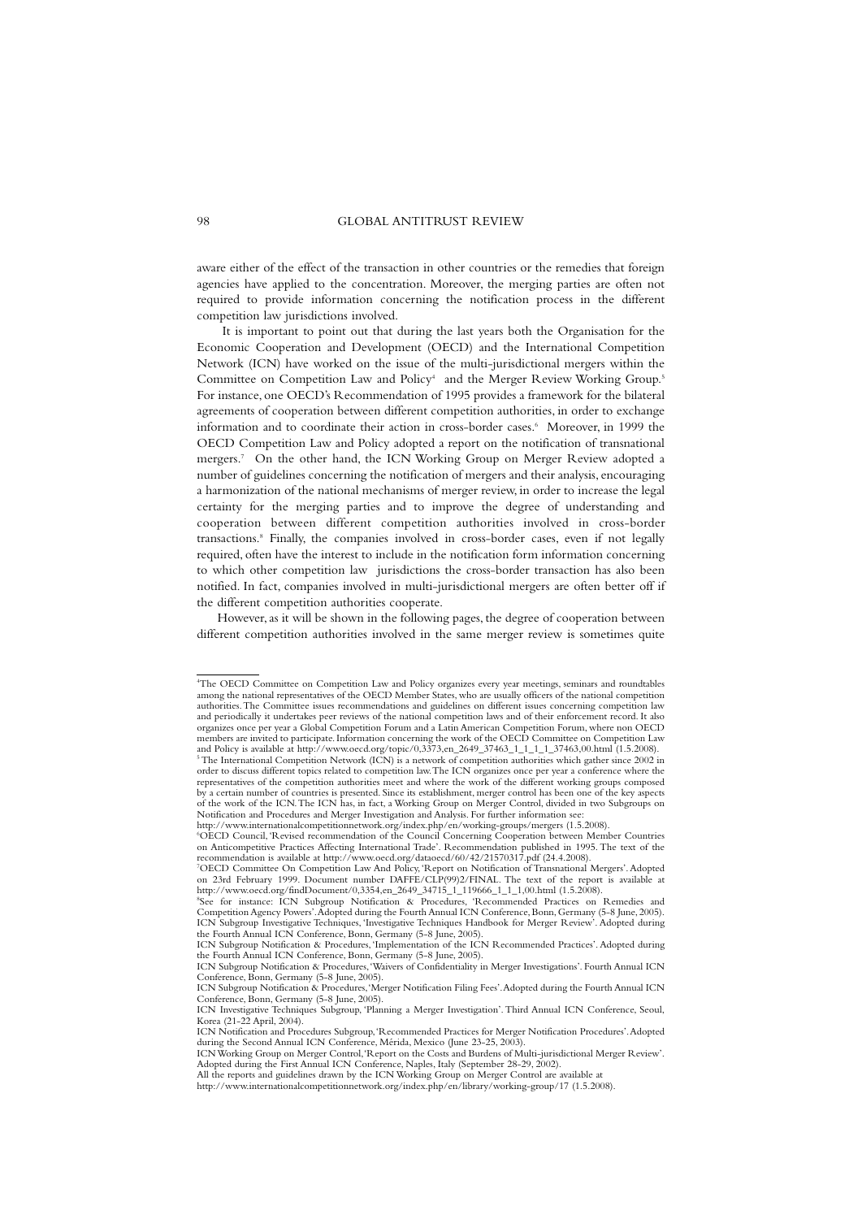aware either of the effect of the transaction in other countries or the remedies that foreign agencies have applied to the concentration. Moreover, the merging parties are often not required to provide information concerning the notification process in the different competition law jurisdictions involved.

It is important to point out that during the last years both the Organisation for the Economic Cooperation and Development (OECD) and the International Competition Network (ICN) have worked on the issue of the multi-jurisdictional mergers within the Committee on Competition Law and Policy[4] and the Merger Review Working Group.[5] For instance, one OECD's Recommendation of 1995 provides a framework for the bilateral agreements of cooperation between different competition authorities, in order to exchange information and to coordinate their action in cross-border cases.[6] Moreover, in 1999 the OECD Competition Law and Policy adopted a report on the notification of transnational mergers.[7] On the other hand, the ICN Working Group on Merger Review adopted a number of guidelines concerning the notification of mergers and their analysis, encouraging a harmonization of the national mechanisms of merger review, in order to increase the legal certainty for the merging parties and to improve the degree of understanding and cooperation between different competition authorities involved in cross-border transactions.[8] Finally, the companies involved in cross-border cases, even if not legally required, often have the interest to include in the notification form information concerning to which other competition law jurisdictions the cross-border transaction has also been notified. In fact, companies involved in multi-jurisdictional mergers are often better off if the different competition authorities cooperate.

However, as it will be shown in the following pages, the degree of cooperation between different competition authorities involved in the same merger review is sometimes quite

---

[4] The OECD Committee on Competition Law and Policy organizes every year meetings, seminars and roundtables among the national representatives of the OECD Member States, who are usually officers of the national competition authorities. The Committee issues recommendations and guidelines on different issues concerning competition law and periodically it undertakes peer reviews of the national competition laws and of their enforcement record. It also organizes once per year a Global Competition Forum and a Latin American Competition Forum, where non OECD members are invited to participate. Information concerning the work of the OECD Committee on Competition Law and Policy is available at http://www.oecd.org/topic/0,3373,en_2649_37463_1_1_1_1_37463,00.html (1.5.2008).

[5] The International Competition Network (ICN) is a network of competition authorities which gather since 2002 in order to discuss different topics related to competition law. The ICN organizes once per year a conference where the representatives of the competition authorities meet and where the work of the different working groups composed by a certain number of countries is presented. Since its establishment, merger control has been one of the key aspects of the work of the ICN. The ICN has, in fact, a Working Group on Merger Control, divided in two Subgroups on Notification and Procedures and Merger Investigation and Analysis. For further information see:
http://www.internationalcompetitionnetwork.org/index.php/en/working-groups/mergers (1.5.2008).

[6] OECD Council, 'Revised recommendation of the Council Concerning Cooperation between Member Countries on Anticompetitive Practices Affecting International Trade'. Recommendation published in 1995. The text of the recommendation is available at http://www.oecd.org/dataoecd/60/42/21570317.pdf (24.4.2008).

[7] OECD Committee On Competition Law And Policy, 'Report on Notification of Transnational Mergers'. Adopted on 23rd February 1999. Document number DAFFE/CLP(99)2/FINAL. The text of the report is available at http://www.oecd.org/findDocument/0,3354,en_2649_34715_1_119666_1_1_1,00.html (1.5.2008).

[8] See for instance: ICN Subgroup Notification & Procedures, 'Recommended Practices on Remedies and Competition Agency Powers'. Adopted during the Fourth Annual ICN Conference, Bonn, Germany (5-8 June, 2005).
ICN Subgroup Investigative Techniques, 'Investigative Techniques Handbook for Merger Review'. Adopted during the Fourth Annual ICN Conference, Bonn, Germany (5-8 June, 2005).
ICN Subgroup Notification & Procedures, 'Implementation of the ICN Recommended Practices'. Adopted during the Fourth Annual ICN Conference, Bonn, Germany (5-8 June, 2005).
ICN Subgroup Notification & Procedures, 'Waivers of Confidentiality in Merger Investigations'. Fourth Annual ICN Conference, Bonn, Germany (5-8 June, 2005).
ICN Subgroup Notification & Procedures, 'Merger Notification Filing Fees'. Adopted during the Fourth Annual ICN Conference, Bonn, Germany (5-8 June, 2005).
ICN Investigative Techniques Subgroup, 'Planning a Merger Investigation'. Third Annual ICN Conference, Seoul, Korea (21-22 April, 2004).
ICN Notification and Procedures Subgroup, 'Recommended Practices for Merger Notification Procedures'. Adopted during the Second Annual ICN Conference, Mérida, Mexico (June 23-25, 2003).
ICN Working Group on Merger Control, 'Report on the Costs and Burdens of Multi-jurisdictional Merger Review'. Adopted during the First Annual ICN Conference, Naples, Italy (September 28-29, 2002).
All the reports and guidelines drawn by the ICN Working Group on Merger Control are available at
http://www.internationalcompetitionnetwork.org/index.php/en/library/working-group/17 (1.5.2008).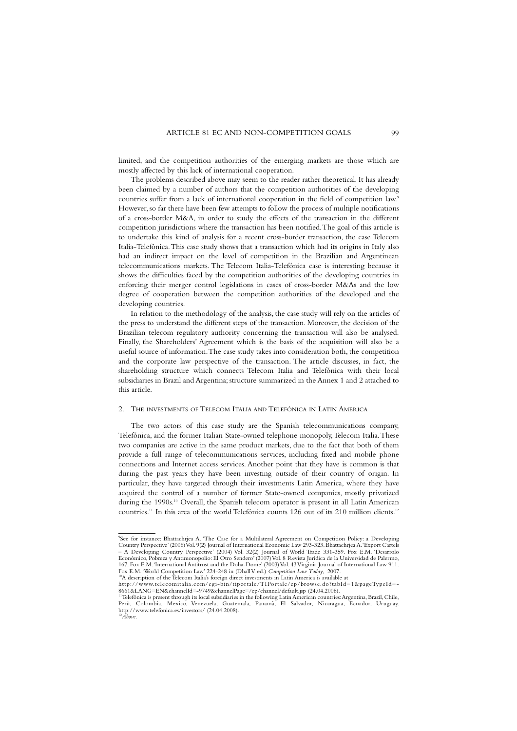limited, and the competition authorities of the emerging markets are those which are mostly affected by this lack of international cooperation.

The problems described above may seem to the reader rather theoretical. It has already been claimed by a number of authors that the competition authorities of the developing countries suffer from a lack of international cooperation in the field of competition law.[9] However, so far there have been few attempts to follow the process of multiple notifications of a cross-border M&A, in order to study the effects of the transaction in the different competition jurisdictions where the transaction has been notified. The goal of this article is to undertake this kind of analysis for a recent cross-border transaction, the case Telecom Italia-Telefónica. This case study shows that a transaction which had its origins in Italy also had an indirect impact on the level of competition in the Brazilian and Argentinean telecommunications markets. The Telecom Italia-Telefónica case is interesting because it shows the difficulties faced by the competition authorities of the developing countries in enforcing their merger control legislations in cases of cross-border M&As and the low degree of cooperation between the competition authorities of the developed and the developing countries.

In relation to the methodology of the analysis, the case study will rely on the articles of the press to understand the different steps of the transaction. Moreover, the decision of the Brazilian telecom regulatory authority concerning the transaction will also be analysed. Finally, the Shareholders' Agreement which is the basis of the acquisition will also be a useful source of information. The case study takes into consideration both, the competition and the corporate law perspective of the transaction. The article discusses, in fact, the shareholding structure which connects Telecom Italia and Telefónica with their local subsidiaries in Brazil and Argentina; structure summarized in the Annex 1 and 2 attached to this article.

## 2. The investments of Telecom Italia and Telefónica in Latin America

The two actors of this case study are the Spanish telecommunications company, Telefónica, and the former Italian State-owned telephone monopoly, Telecom Italia. These two companies are active in the same product markets, due to the fact that both of them provide a full range of telecommunications services, including fixed and mobile phone connections and Internet access services. Another point that they have is common is that during the past years they have been investing outside of their country of origin. In particular, they have targeted through their investments Latin America, where they have acquired the control of a number of former State-owned companies, mostly privatized during the 1990s.[10] Overall, the Spanish telecom operator is present in all Latin American countries.[11] In this area of the world Telefónica counts 126 out of its 210 million clients.[12]

---

[9] See for instance: Bhattachrjea A. 'The Case for a Multilateral Agreement on Competition Policy: a Developing Country Perspective' (2006) Vol. 9(2) Journal of International Economic Law 293-323. Bhattachrjea A. 'Export Cartels – A Developing Country Perspective' (2004) Vol. 32(2) Journal of World Trade 331-359. Fox E.M. 'Desarrolo Económico, Pobreza y Antimonopolio: El Otro Sendero' (2007) Vol. 8 Revista Jurídica de la Universidad de Palermo, 167. Fox E.M. 'International Antitrust and the Doha-Dome' (2003) Vol. 43 Virginia Journal of International Law 911. Fox E.M. 'World Competition Law' 224-248 in (Dhall V. ed.) *Competition Law Today*, 2007.

[10] A description of the Telecom Italia's foreign direct investments in Latin America is available at http://www.telecomitalia.com/cgi-bin/tiportale/TIPortale/ep/browse.do?tabId=1&pageTypeId=-8661&LANG=EN&channelId=-9749&channelPage=/ep/channel/default.jsp (24.04.2008).

[11] Telefónica is present through its local subsidiaries in the following Latin American countries: Argentina, Brazil, Chile, Perù, Colombia, Mexico, Venezuela, Guatemala, Panamà, El Salvador, Nicaragua, Ecuador, Uruguay. http://www.telefonica.es/investors/ (24.04.2008).

[12] *Above*.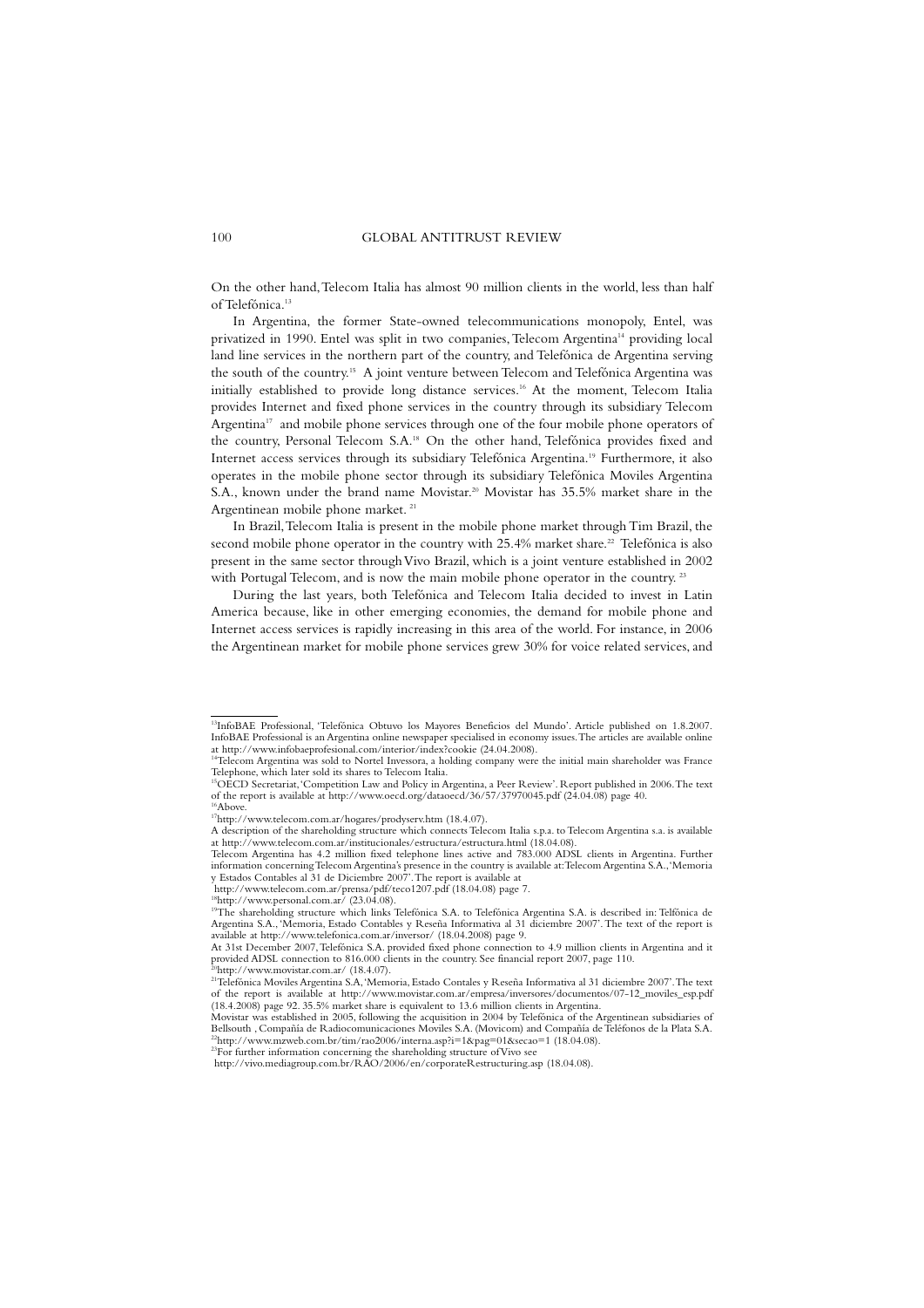On the other hand, Telecom Italia has almost 90 million clients in the world, less than half of Telefónica.[13]

In Argentina, the former State-owned telecommunications monopoly, Entel, was privatized in 1990. Entel was split in two companies, Telecom Argentina[14] providing local land line services in the northern part of the country, and Telefónica de Argentina serving the south of the country.[15] A joint venture between Telecom and Telefónica Argentina was initially established to provide long distance services.[16] At the moment, Telecom Italia provides Internet and fixed phone services in the country through its subsidiary Telecom Argentina[17] and mobile phone services through one of the four mobile phone operators of the country, Personal Telecom S.A.[18] On the other hand, Telefónica provides fixed and Internet access services through its subsidiary Telefónica Argentina.[19] Furthermore, it also operates in the mobile phone sector through its subsidiary Telefónica Moviles Argentina S.A., known under the brand name Movistar.[20] Movistar has 35.5% market share in the Argentinean mobile phone market.[21]

In Brazil, Telecom Italia is present in the mobile phone market through Tim Brazil, the second mobile phone operator in the country with 25.4% market share.[22] Telefónica is also present in the same sector through Vivo Brazil, which is a joint venture established in 2002 with Portugal Telecom, and is now the main mobile phone operator in the country.[23]

During the last years, both Telefónica and Telecom Italia decided to invest in Latin America because, like in other emerging economies, the demand for mobile phone and Internet access services is rapidly increasing in this area of the world. For instance, in 2006 the Argentinean market for mobile phone services grew 30% for voice related services, and

---

[13] InfoBAE Professional, 'Telefónica Obtuvo los Mayores Beneficios del Mundo'. Article published on 1.8.2007. InfoBAE Professional is an Argentina online newspaper specialised in economy issues. The articles are available online at http://www.infobaeprofesional.com/interior/index?cookie (24.04.2008).

[14] Telecom Argentina was sold to Nortel Invessora, a holding company were the initial main shareholder was France Telephone, which later sold its shares to Telecom Italia.

[15] OECD Secretariat, 'Competition Law and Policy in Argentina, a Peer Review'. Report published in 2006. The text of the report is available at http://www.oecd.org/dataoecd/36/57/37970045.pdf (24.04.08) page 40.

[16] Above.

[17] http://www.telecom.com.ar/hogares/prodyserv.htm (18.4.07).

A description of the shareholding structure which connects Telecom Italia s.p.a. to Telecom Argentina s.a. is available at http://www.telecom.com.ar/institucionales/estructura/estructura.html (18.04.08).

Telecom Argentina has 4.2 million fixed telephone lines active and 783.000 ADSL clients in Argentina. Further information concerning Telecom Argentina's presence in the country is available at: Telecom Argentina S.A., 'Memoria y Estados Contables al 31 de Diciembre 2007'. The report is available at http://www.telecom.com.ar/prensa/pdf/teco1207.pdf (18.04.08) page 7.

[18] http://www.personal.com.ar/ (23.04.08).

[19] The shareholding structure which links Telefónica S.A. to Telefónica Argentina S.A. is described in: Telfónica de Argentina S.A., 'Memoria, Estado Contables y Reseña Informativa al 31 diciembre 2007'. The text of the report is available at http://www.telefonica.com.ar/inversor/ (18.04.2008) page 9.

At 31st December 2007, Telefónica S.A. provided fixed phone connection to 4.9 million clients in Argentina and it provided ADSL connection to 816.000 clients in the country. See financial report 2007, page 110.

[20] http://www.movistar.com.ar/ (18.4.07).

[21] Telefónica Moviles Argentina S.A, 'Memoria, Estado Contales y Reseña Informativa al 31 diciembre 2007'. The text of the report is available at http://www.movistar.com.ar/empresa/inversores/documentos/07-12_moviles_esp.pdf (18.4.2008) page 92. 35.5% market share is equivalent to 13.6 million clients in Argentina.

Movistar was established in 2005, following the acquisition in 2004 by Telefónica of the Argentinean subsidiaries of Bellsouth, Compañía de Radiocomunicaciones Moviles S.A. (Movicom) and Compañía de Teléfonos de la Plata S.A.

[22] http://www.mzweb.com.br/tim/rao2006/interna.asp?i=1&pag=01&secao=1 (18.04.08).

[23] For further information concerning the shareholding structure of Vivo see http://vivo.mediagroup.com.br/RAO/2006/en/corporateRestructuring.asp (18.04.08).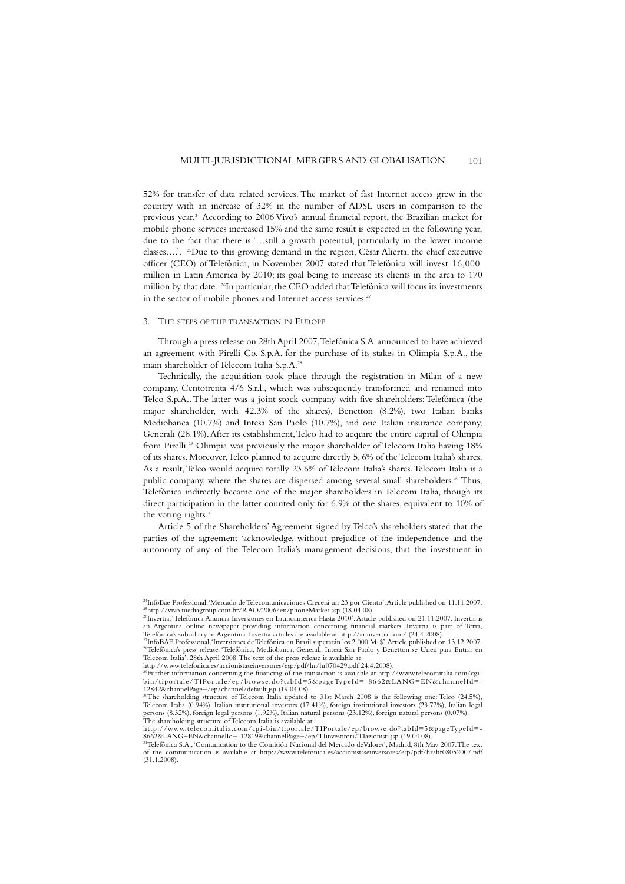52% for transfer of data related services. The market of fast Internet access grew in the country with an increase of 32% in the number of ADSL users in comparison to the previous year.[24] According to 2006 Vivo's annual financial report, the Brazilian market for mobile phone services increased 15% and the same result is expected in the following year, due to the fact that there is '…still a growth potential, particularly in the lower income classes…'. [25]Due to this growing demand in the region, César Alierta, the chief executive officer (CEO) of Telefónica, in November 2007 stated that Telefónica will invest 16,000 million in Latin America by 2010; its goal being to increase its clients in the area to 170 million by that date. [26]In particular, the CEO added that Telefónica will focus its investments in the sector of mobile phones and Internet access services.[27]

## 3. The steps of the transaction in Europe

Through a press release on 28th April 2007, Telefónica S.A. announced to have achieved an agreement with Pirelli Co. S.p.A. for the purchase of its stakes in Olimpia S.p.A., the main shareholder of Telecom Italia S.p.A.[28]

Technically, the acquisition took place through the registration in Milan of a new company, Centotrenta 4/6 S.r.l., which was subsequently transformed and renamed into Telco S.p.A.. The latter was a joint stock company with five shareholders: Telefónica (the major shareholder, with 42.3% of the shares), Benetton (8.2%), two Italian banks Mediobanca (10.7%) and Intesa San Paolo (10.7%), and one Italian insurance company, Generali (28.1%). After its establishment, Telco had to acquire the entire capital of Olimpia from Pirelli.[29] Olimpia was previously the major shareholder of Telecom Italia having 18% of its shares. Moreover, Telco planned to acquire directly 5, 6% of the Telecom Italia's shares. As a result, Telco would acquire totally 23.6% of Telecom Italia's shares. Telecom Italia is a public company, where the shares are dispersed among several small shareholders.[30] Thus, Telefónica indirectly became one of the major shareholders in Telecom Italia, though its direct participation in the latter counted only for 6.9% of the shares, equivalent to 10% of the voting rights.[31]

Article 5 of the Shareholders' Agreement signed by Telco's shareholders stated that the parties of the agreement 'acknowledge, without prejudice of the independence and the autonomy of any of the Telecom Italia's management decisions, that the investment in

---

[24]InfoBae Professional, 'Mercado de Telecomunicaciones Crecerá un 23 por Ciento'. Article published on 11.11.2007.

[25]http://vivo.mediagroup.com.br/RAO/2006/en/phoneMarket.asp (18.04.08).

[26]Invertia, 'Telefónica Anuncia Inversiones en Latinoamerica Hasta 2010'. Article published on 21.11.2007. Invertia is an Argentina online newspaper providing information concerning financial markets. Invertia is part of Terra, Telefónica's subsidiary in Argentina. Invertia articles are available at http://ar.invertia.com/ (24.4.2008).

[27]InfoBAE Professional, 'Inversiones de Telefónica en Brasil superarán los 2.000 M. $'. Article published on 13.12.2007.

[28]Telefónica's press release, 'Telefónica, Mediobanca, Generali, Intesa San Paolo y Benetton se Unen para Entrar en Telecom Italia'. 28th April 2008. The text of the press release is available at http://www.telefonica.es/accionistaseinversores/esp/pdf/hr/hr070429.pdf 24.4.2008).

[29]Further information concerning the financing of the transaction is available at http://www.telecomitalia.com/cgi-bin/tiportale/TIPortale/ep/browse.do?tabId=5&pageTypeId=-8662&LANG=EN&channelId=-12842&channelPage=/ep/channel/default.jsp (19.04.08).

[30]The shareholding structure of Telecom Italia updated to 31st March 2008 is the following one: Telco (24.5%), Telecom Italia (0.94%), Italian institutional investors (17.41%), foreign institutional investors (23.72%), Italian legal persons (8.32%), foreign legal persons (1.92%), Italian natural persons (23.12%), foreign natural persons (0.07%). The shareholding structure of Telecom Italia is available at http://www.telecomitalia.com/cgi-bin/tiportale/TIPortale/ep/browse.do?tabId=5&pageTypeId=-8662&LANG=EN&channelId=-12819&channelPage=/ep/TIinvestitori/TIazionisti.jsp (19.04.08).

[31]Telefónica S.A., 'Comunication to the Comisión Nacional del Mercado deValores', Madrid, 8th May 2007. The text of the communication is available at http://www.telefonica.es/accionistaseinversores/esp/pdf/hr/hr08052007.pdf (31.1.2008).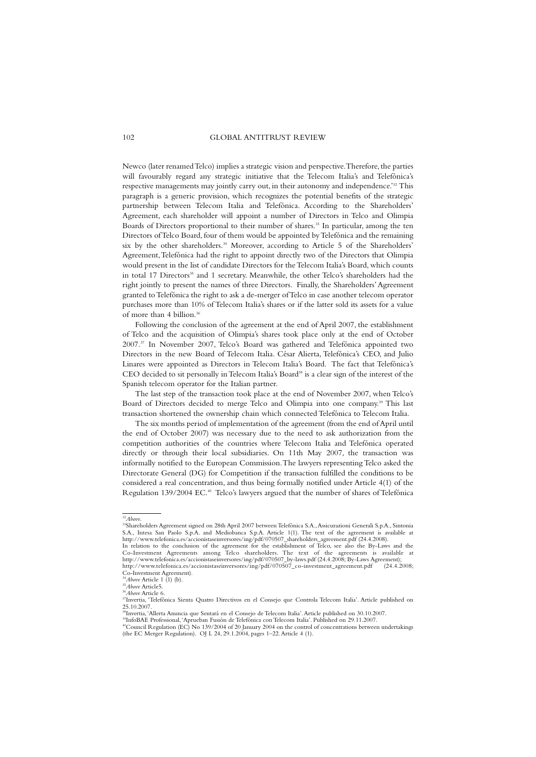Newco (later renamed Telco) implies a strategic vision and perspective. Therefore, the parties will favourably regard any strategic initiative that the Telecom Italia's and Telefónica's respective managements may jointly carry out, in their autonomy and independence.'[32] This paragraph is a generic provision, which recognizes the potential benefits of the strategic partnership between Telecom Italia and Telefónica. According to the Shareholders' Agreement, each shareholder will appoint a number of Directors in Telco and Olimpia Boards of Directors proportional to their number of shares.[33] In particular, among the ten Directors of Telco Board, four of them would be appointed by Telefónica and the remaining six by the other shareholders.[34] Moreover, according to Article 5 of the Shareholders' Agreement, Telefónica had the right to appoint directly two of the Directors that Olimpia would present in the list of candidate Directors for the Telecom Italia's Board, which counts in total 17 Directors[35] and 1 secretary. Meanwhile, the other Telco's shareholders had the right jointly to present the names of three Directors. Finally, the Shareholders' Agreement granted to Telefónica the right to ask a de-merger of Telco in case another telecom operator purchases more than 10% of Telecom Italia's shares or if the latter sold its assets for a value of more than 4 billion.[36]

Following the conclusion of the agreement at the end of April 2007, the establishment of Telco and the acquisition of Olimpia's shares took place only at the end of October 2007.[37] In November 2007, Telco's Board was gathered and Telefónica appointed two Directors in the new Board of Telecom Italia. César Alierta, Telefónica's CEO, and Julio Linares were appointed as Directors in Telecom Italia's Board. The fact that Telefónica's CEO decided to sit personally in Telecom Italia's Board[38] is a clear sign of the interest of the Spanish telecom operator for the Italian partner.

The last step of the transaction took place at the end of November 2007, when Telco's Board of Directors decided to merge Telco and Olimpia into one company.[39] This last transaction shortened the ownership chain which connected Telefónica to Telecom Italia.

The six months period of implementation of the agreement (from the end of April until the end of October 2007) was necessary due to the need to ask authorization from the competition authorities of the countries where Telecom Italia and Telefónica operated directly or through their local subsidiaries. On 11th May 2007, the transaction was informally notified to the European Commission. The lawyers representing Telco asked the Directorate General (DG) for Competition if the transaction fulfilled the conditions to be considered a real concentration, and thus being formally notified under Article 4(1) of the Regulation 139/2004 EC.[40] Telco's lawyers argued that the number of shares of Telefónica

---

[32] *Above*.

[33] Shareholders Agreement signed on 28th April 2007 between Telefónica S.A., Assicurazioni Generali S.p.A., Sintonia S.A., Intesa San Paolo S.p.A. and Mediobanca S.p.A. Article 1(1). The text of the agreement is available at http://www.telefonica.es/accionistaseinversores/ing/pdf/070507_shareholders_agreement.pdf (24.4.2008).
In relation to the conclusion of the agreement for the establishment of Telco, see also the By-Laws and the Co-Investment Agreements among Telco shareholders. The text of the agreements is available at http://www.telefonica.es/accionistaseinversores/ing/pdf/070507_by-laws.pdf (24.4.2008; By-Laws Agreement); http://www.telefonica.es/accionistaseinversores/ing/pdf/070507_co-investment_agreement.pdf (24.4.2008; Co-Investment Agreement).

[34] *Above* Article 1 (1) (b).

[35] *Above* Article5.

[36] *Above* Article 6.

[37] Invertia, 'Telefónica Sienta Quatro Directivos en el Consejo que Controla Telecom Italia'. Article published on 25.10.2007.

[38] Invertia, 'Allerta Anuncia que Sentará en el Consejo de Telecom Italia'. Article published on 30.10.2007.

[39] InfoBAE Professional, 'Aprueban Fusión de Telefónica con Telecom Italia'. Published on 29.11.2007.

[40] Council Regulation (EC) No 139/2004 of 20 January 2004 on the control of concentrations between undertakings (the EC Merger Regulation). OJ L 24, 29.1.2004, pages 1–22. Article 4 (1).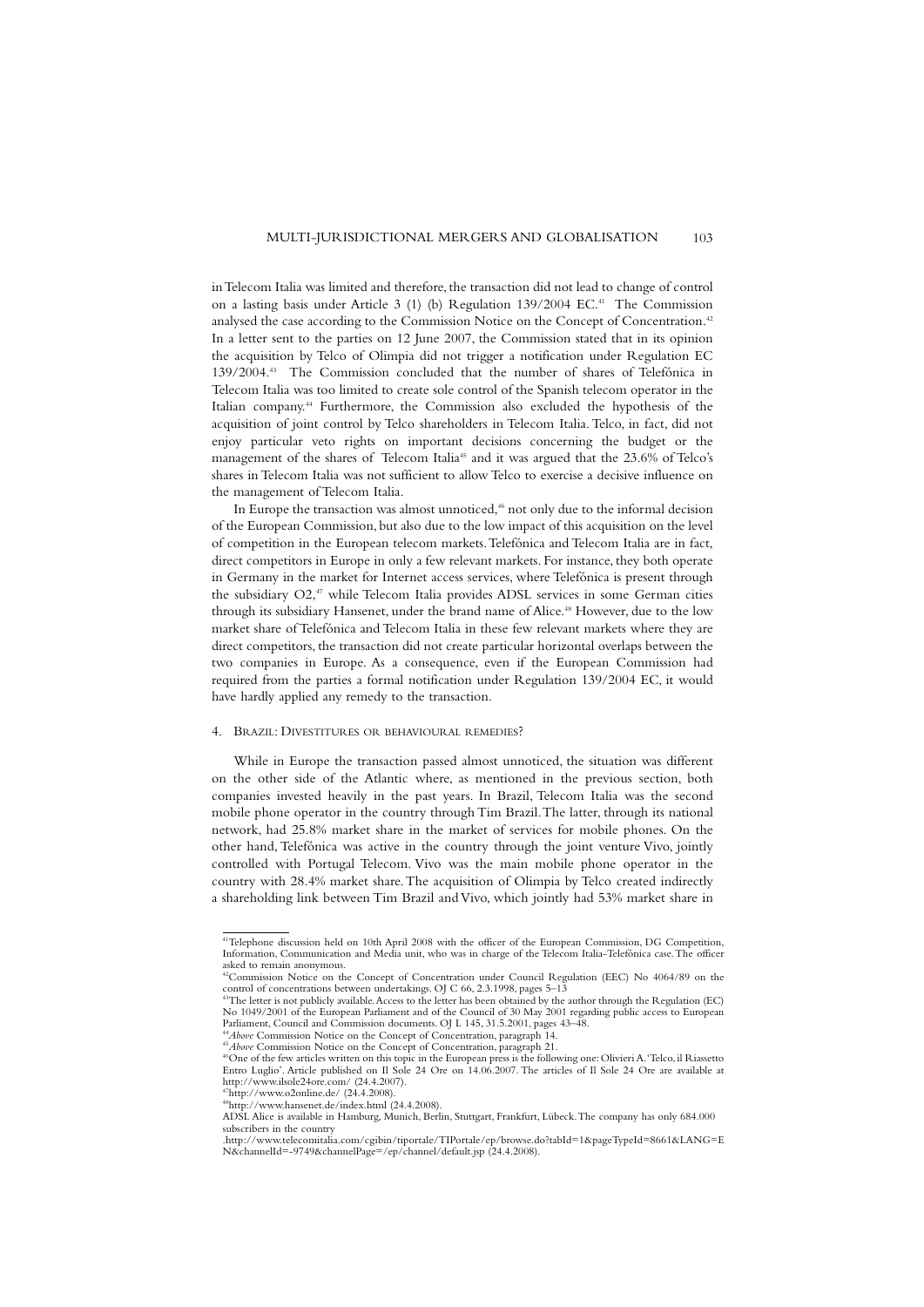in Telecom Italia was limited and therefore, the transaction did not lead to change of control on a lasting basis under Article 3 (1) (b) Regulation 139/2004 EC.[41] The Commission analysed the case according to the Commission Notice on the Concept of Concentration.[42] In a letter sent to the parties on 12 June 2007, the Commission stated that in its opinion the acquisition by Telco of Olimpia did not trigger a notification under Regulation EC 139/2004.[43] The Commission concluded that the number of shares of Telefónica in Telecom Italia was too limited to create sole control of the Spanish telecom operator in the Italian company.[44] Furthermore, the Commission also excluded the hypothesis of the acquisition of joint control by Telco shareholders in Telecom Italia. Telco, in fact, did not enjoy particular veto rights on important decisions concerning the budget or the management of the shares of Telecom Italia[45] and it was argued that the 23.6% of Telco's shares in Telecom Italia was not sufficient to allow Telco to exercise a decisive influence on the management of Telecom Italia.

In Europe the transaction was almost unnoticed,[46] not only due to the informal decision of the European Commission, but also due to the low impact of this acquisition on the level of competition in the European telecom markets. Telefónica and Telecom Italia are in fact, direct competitors in Europe in only a few relevant markets. For instance, they both operate in Germany in the market for Internet access services, where Telefónica is present through the subsidiary O2,[47] while Telecom Italia provides ADSL services in some German cities through its subsidiary Hansenet, under the brand name of Alice.[48] However, due to the low market share of Telefónica and Telecom Italia in these few relevant markets where they are direct competitors, the transaction did not create particular horizontal overlaps between the two companies in Europe. As a consequence, even if the European Commission had required from the parties a formal notification under Regulation 139/2004 EC, it would have hardly applied any remedy to the transaction.

## 4. Brazil: Divestitures or behavioural remedies?

While in Europe the transaction passed almost unnoticed, the situation was different on the other side of the Atlantic where, as mentioned in the previous section, both companies invested heavily in the past years. In Brazil, Telecom Italia was the second mobile phone operator in the country through Tim Brazil. The latter, through its national network, had 25.8% market share in the market of services for mobile phones. On the other hand, Telefónica was active in the country through the joint venture Vivo, jointly controlled with Portugal Telecom. Vivo was the main mobile phone operator in the country with 28.4% market share. The acquisition of Olimpia by Telco created indirectly a shareholding link between Tim Brazil and Vivo, which jointly had 53% market share in

---

[41] Telephone discussion held on 10th April 2008 with the officer of the European Commission, DG Competition, Information, Communication and Media unit, who was in charge of the Telecom Italia-Telefónica case. The officer asked to remain anonymous.

[42] Commission Notice on the Concept of Concentration under Council Regulation (EEC) No 4064/89 on the control of concentrations between undertakings. OJ C 66, 2.3.1998, pages 5–13

[43] The letter is not publicly available. Access to the letter has been obtained by the author through the Regulation (EC) No 1049/2001 of the European Parliament and of the Council of 30 May 2001 regarding public access to European Parliament, Council and Commission documents. OJ L 145, 31.5.2001, pages 43–48.

[44] *Above* Commission Notice on the Concept of Concentration, paragraph 14.

[45] *Above* Commission Notice on the Concept of Concentration, paragraph 21.

[46] One of the few articles written on this topic in the European press is the following one: Olivieri A. 'Telco, il Riassetto Entro Luglio'. Article published on Il Sole 24 Ore on 14.06.2007. The articles of Il Sole 24 Ore are available at http://www.ilsole24ore.com/ (24.4.2007).

[47] http://www.o2online.de/ (24.4.2008).

[48] http://www.hansenet.de/index.html (24.4.2008).

ADSL Alice is available in Hamburg, Munich, Berlin, Stuttgart, Frankfurt, Lübeck. The company has only 684.000 subscribers in the country

.http://www.telecomitalia.com/cgibin/tiportale/TIPortale/ep/browse.do?tabId=1&pageTypeId=8661&LANG=EN&channelId=-9749&channelPage=/ep/channel/default.jsp (24.4.2008).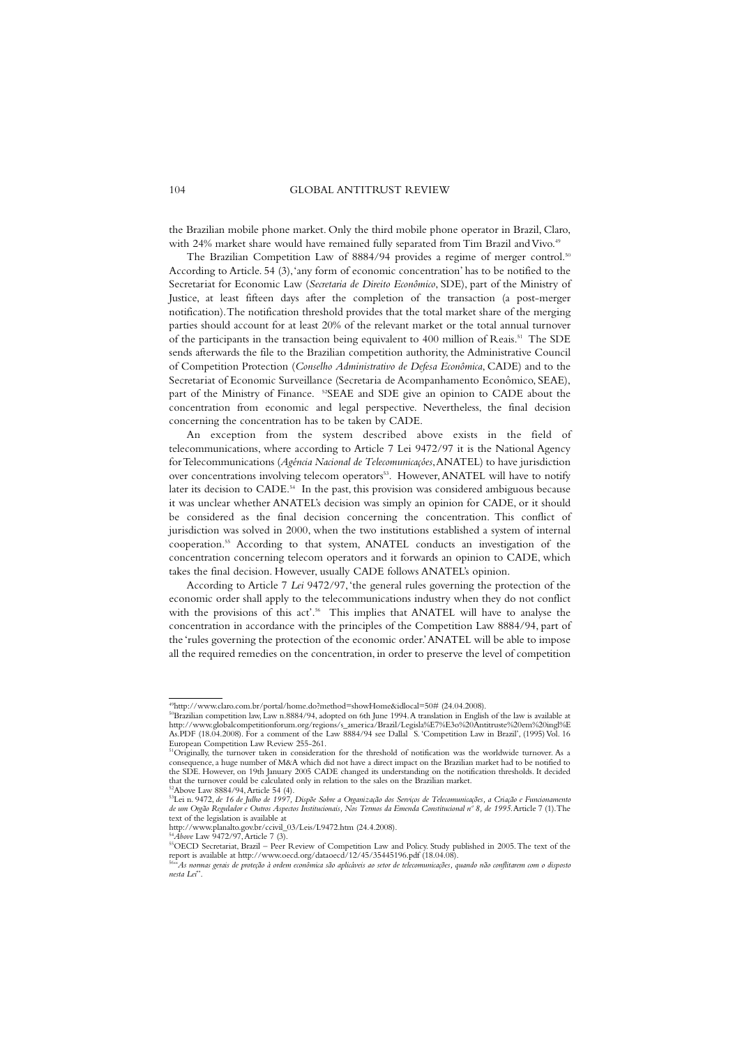the Brazilian mobile phone market. Only the third mobile phone operator in Brazil, Claro, with 24% market share would have remained fully separated from Tim Brazil and Vivo.[49]

The Brazilian Competition Law of 8884/94 provides a regime of merger control.[50] According to Article. 54 (3), 'any form of economic concentration' has to be notified to the Secretariat for Economic Law (*Secretaria de Direito Econômico*, SDE), part of the Ministry of Justice, at least fifteen days after the completion of the transaction (a post-merger notification). The notification threshold provides that the total market share of the merging parties should account for at least 20% of the relevant market or the total annual turnover of the participants in the transaction being equivalent to 400 million of Reais.[51] The SDE sends afterwards the file to the Brazilian competition authority, the Administrative Council of Competition Protection (*Conselho Administrativo de Defesa Econômica*, CADE) and to the Secretariat of Economic Surveillance (Secretaria de Acompanhamento Econômico, SEAE), part of the Ministry of Finance. [52]SEAE and SDE give an opinion to CADE about the concentration from economic and legal perspective. Nevertheless, the final decision concerning the concentration has to be taken by CADE.

An exception from the system described above exists in the field of telecommunications, where according to Article 7 Lei 9472/97 it is the National Agency for Telecommunications (*Agência Nacional de Telecomunicações*, ANATEL) to have jurisdiction over concentrations involving telecom operators[53]. However, ANATEL will have to notify later its decision to CADE.[54] In the past, this provision was considered ambiguous because it was unclear whether ANATEL's decision was simply an opinion for CADE, or it should be considered as the final decision concerning the concentration. This conflict of jurisdiction was solved in 2000, when the two institutions established a system of internal cooperation.[55] According to that system, ANATEL conducts an investigation of the concentration concerning telecom operators and it forwards an opinion to CADE, which takes the final decision. However, usually CADE follows ANATEL's opinion.

According to Article 7 *Lei* 9472/97, 'the general rules governing the protection of the economic order shall apply to the telecommunications industry when they do not conflict with the provisions of this act'.[56] This implies that ANATEL will have to analyse the concentration in accordance with the principles of the Competition Law 8884/94, part of the 'rules governing the protection of the economic order.' ANATEL will be able to impose all the required remedies on the concentration, in order to preserve the level of competition

---

[49]http://www.claro.com.br/portal/home.do?method=showHome&idlocal=50# (24.04.2008).

[50]Brazilian competition law, Law n.8884/94, adopted on 6th June 1994. A translation in English of the law is available at http://www.globalcompetitionforum.org/regions/s_america/Brazil/Legisla%E7%E3o%20Antitruste%20em%20ingl%EAs.PDF (18.04.2008). For a comment of the Law 8884/94 see Dallal S. 'Competition Law in Brazil', (1995) Vol. 16 European Competition Law Review 255-261.

[51]Originally, the turnover taken in consideration for the threshold of notification was the worldwide turnover. As a consequence, a huge number of M&A which did not have a direct impact on the Brazilian market had to be notified to the SDE. However, on 19th January 2005 CADE changed its understanding on the notification thresholds. It decided that the turnover could be calculated only in relation to the sales on the Brazilian market.

[52]Above Law 8884/94, Article 54 (4).

[53]Lei n. 9472, *de 16 de Julho de 1997, Dispõe Sobre a Organização dos Serviços de Telecomunicações, a Criação e Funcionamento de um Orgão Regulador e Outros Aspectos Institucionais, Nos Termos da Emenda Constitucional nº 8, de 1995.* Article 7 (1). The text of the legislation is available at
http://www.planalto.gov.br/ccivil_03/Leis/L9472.htm (24.4.2008).

[54]*Above* Law 9472/97, Article 7 (3).

[55]OECD Secretariat, Brazil – Peer Review of Competition Law and Policy. Study published in 2005. The text of the report is available at http://www.oecd.org/dataoecd/12/45/35445196.pdf (18.04.08).

[56]"*As normas gerais de proteção à ordem econômica são aplicáveis ao setor de telecomunicações, quando não conflitarem com o disposto nesta Lei*".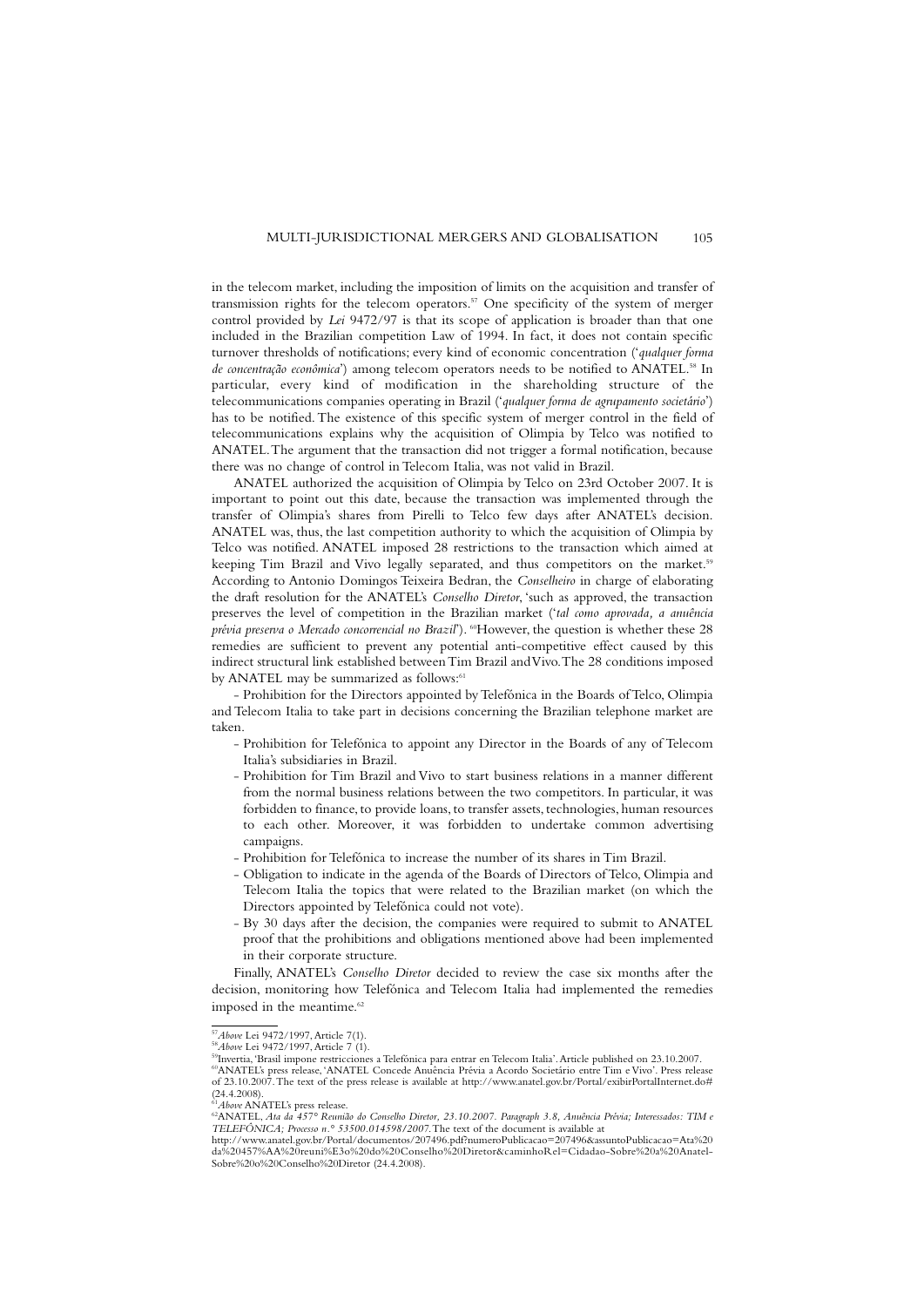in the telecom market, including the imposition of limits on the acquisition and transfer of transmission rights for the telecom operators.[57] One specificity of the system of merger control provided by *Lei* 9472/97 is that its scope of application is broader than that one included in the Brazilian competition Law of 1994. In fact, it does not contain specific turnover thresholds of notifications; every kind of economic concentration ('*qualquer forma de concentração econômica*') among telecom operators needs to be notified to ANATEL.[58] In particular, every kind of modification in the shareholding structure of the telecommunications companies operating in Brazil ('*qualquer forma de agrupamento societário*') has to be notified. The existence of this specific system of merger control in the field of telecommunications explains why the acquisition of Olimpia by Telco was notified to ANATEL. The argument that the transaction did not trigger a formal notification, because there was no change of control in Telecom Italia, was not valid in Brazil.

ANATEL authorized the acquisition of Olimpia by Telco on 23rd October 2007. It is important to point out this date, because the transaction was implemented through the transfer of Olimpia's shares from Pirelli to Telco few days after ANATEL's decision. ANATEL was, thus, the last competition authority to which the acquisition of Olimpia by Telco was notified. ANATEL imposed 28 restrictions to the transaction which aimed at keeping Tim Brazil and Vivo legally separated, and thus competitors on the market.[59] According to Antonio Domingos Teixeira Bedran, the *Conselheiro* in charge of elaborating the draft resolution for the ANATEL's *Conselho Diretor*, 'such as approved, the transaction preserves the level of competition in the Brazilian market ('*tal como aprovada, a anuência prévia preserva o Mercado concorrencial no Brazil*'). [60]However, the question is whether these 28 remedies are sufficient to prevent any potential anti-competitive effect caused by this indirect structural link established between Tim Brazil and Vivo. The 28 conditions imposed by ANATEL may be summarized as follows:[61]

- Prohibition for the Directors appointed by Telefónica in the Boards of Telco, Olimpia and Telecom Italia to take part in decisions concerning the Brazilian telephone market are taken.
- Prohibition for Telefónica to appoint any Director in the Boards of any of Telecom Italia's subsidiaries in Brazil.
- Prohibition for Tim Brazil and Vivo to start business relations in a manner different from the normal business relations between the two competitors. In particular, it was forbidden to finance, to provide loans, to transfer assets, technologies, human resources to each other. Moreover, it was forbidden to undertake common advertising campaigns.
- Prohibition for Telefónica to increase the number of its shares in Tim Brazil.
- Obligation to indicate in the agenda of the Boards of Directors of Telco, Olimpia and Telecom Italia the topics that were related to the Brazilian market (on which the Directors appointed by Telefónica could not vote).
- By 30 days after the decision, the companies were required to submit to ANATEL proof that the prohibitions and obligations mentioned above had been implemented in their corporate structure.

Finally, ANATEL's *Conselho Diretor* decided to review the case six months after the decision, monitoring how Telefónica and Telecom Italia had implemented the remedies imposed in the meantime.[62]

---

[57] *Above* Lei 9472/1997, Article 7(1).
[58] *Above* Lei 9472/1997, Article 7 (1).
[59] Invertia, 'Brasil impone restricciones a Telefónica para entrar en Telecom Italia'. Article published on 23.10.2007.
[60] ANATEL's press release, 'ANATEL Concede Anuência Prévia a Acordo Societário entre Tim e Vivo'. Press release of 23.10.2007. The text of the press release is available at http://www.anatel.gov.br/Portal/exibirPortalInternet.do# (24.4.2008).
[61] *Above* ANATEL's press release.
[62] ANATEL, *Ata da 457° Reunião do Conselho Diretor, 23.10.2007. Paragraph 3.8, Anuência Prévia; Interessados: TIM e TELEFÓNICA; Processo n.° 53500.014598/2007.* The text of the document is available at http://www.anatel.gov.br/Portal/documentos/207496.pdf?numeroPublicacao=207496&assuntoPublicacao=Ata%20da%20457%AA%20reuni%E3o%20do%20Conselho%20Diretor&caminhoRel=Cidadao-Sobre%20a%20Anatel-Sobre%20o%20Conselho%20Diretor (24.4.2008).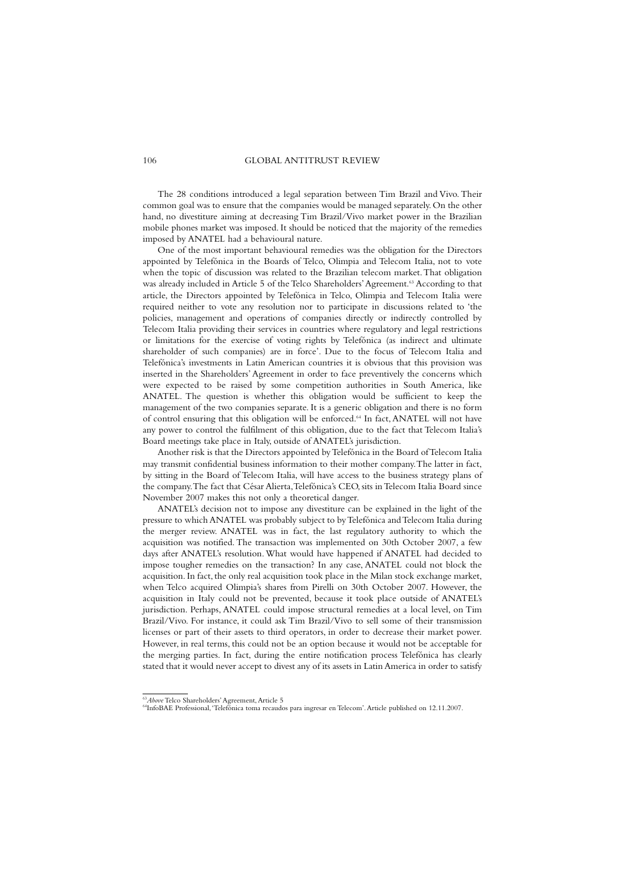The 28 conditions introduced a legal separation between Tim Brazil and Vivo. Their common goal was to ensure that the companies would be managed separately. On the other hand, no divestiture aiming at decreasing Tim Brazil/Vivo market power in the Brazilian mobile phones market was imposed. It should be noticed that the majority of the remedies imposed by ANATEL had a behavioural nature.

One of the most important behavioural remedies was the obligation for the Directors appointed by Telefónica in the Boards of Telco, Olimpia and Telecom Italia, not to vote when the topic of discussion was related to the Brazilian telecom market. That obligation was already included in Article 5 of the Telco Shareholders' Agreement.[63] According to that article, the Directors appointed by Telefónica in Telco, Olimpia and Telecom Italia were required neither to vote any resolution nor to participate in discussions related to 'the policies, management and operations of companies directly or indirectly controlled by Telecom Italia providing their services in countries where regulatory and legal restrictions or limitations for the exercise of voting rights by Telefónica (as indirect and ultimate shareholder of such companies) are in force'. Due to the focus of Telecom Italia and Telefónica's investments in Latin American countries it is obvious that this provision was inserted in the Shareholders' Agreement in order to face preventively the concerns which were expected to be raised by some competition authorities in South America, like ANATEL. The question is whether this obligation would be sufficient to keep the management of the two companies separate. It is a generic obligation and there is no form of control ensuring that this obligation will be enforced.[64] In fact, ANATEL will not have any power to control the fulfilment of this obligation, due to the fact that Telecom Italia's Board meetings take place in Italy, outside of ANATEL's jurisdiction.

Another risk is that the Directors appointed by Telefónica in the Board of Telecom Italia may transmit confidential business information to their mother company. The latter in fact, by sitting in the Board of Telecom Italia, will have access to the business strategy plans of the company. The fact that César Alierta, Telefónica's CEO, sits in Telecom Italia Board since November 2007 makes this not only a theoretical danger.

ANATEL's decision not to impose any divestiture can be explained in the light of the pressure to which ANATEL was probably subject to by Telefónica and Telecom Italia during the merger review. ANATEL was in fact, the last regulatory authority to which the acquisition was notified. The transaction was implemented on 30th October 2007, a few days after ANATEL's resolution. What would have happened if ANATEL had decided to impose tougher remedies on the transaction? In any case, ANATEL could not block the acquisition. In fact, the only real acquisition took place in the Milan stock exchange market, when Telco acquired Olimpia's shares from Pirelli on 30th October 2007. However, the acquisition in Italy could not be prevented, because it took place outside of ANATEL's jurisdiction. Perhaps, ANATEL could impose structural remedies at a local level, on Tim Brazil/Vivo. For instance, it could ask Tim Brazil/Vivo to sell some of their transmission licenses or part of their assets to third operators, in order to decrease their market power. However, in real terms, this could not be an option because it would not be acceptable for the merging parties. In fact, during the entire notification process Telefónica has clearly stated that it would never accept to divest any of its assets in Latin America in order to satisfy

---

[63] *Above* Telco Shareholders' Agreement, Article 5

[64] InfoBAE Professional, 'Telefónica toma recaudos para ingresar en Telecom'. Article published on 12.11.2007.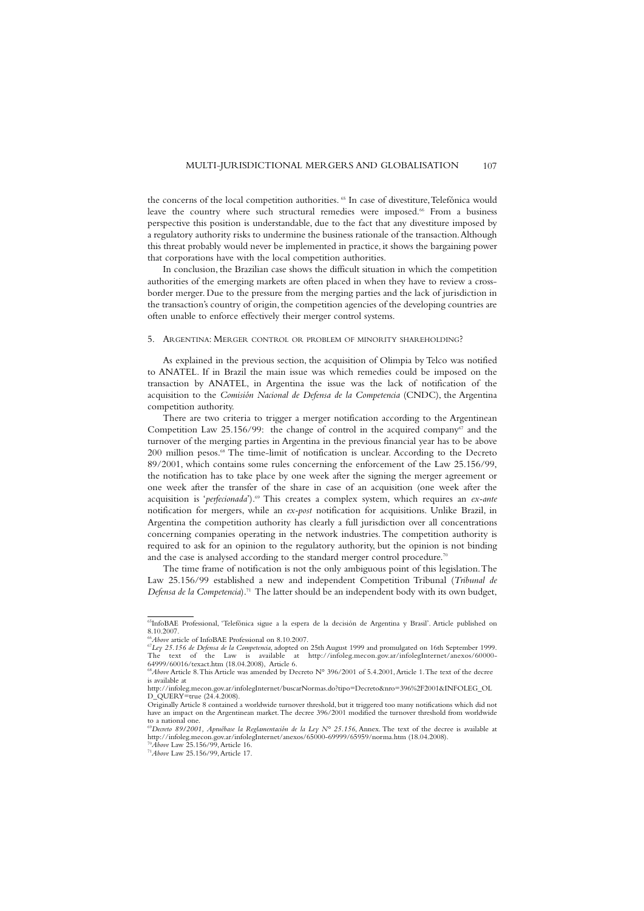the concerns of the local competition authorities. [65] In case of divestiture, Telefónica would leave the country where such structural remedies were imposed.[66] From a business perspective this position is understandable, due to the fact that any divestiture imposed by a regulatory authority risks to undermine the business rationale of the transaction. Although this threat probably would never be implemented in practice, it shows the bargaining power that corporations have with the local competition authorities.

In conclusion, the Brazilian case shows the difficult situation in which the competition authorities of the emerging markets are often placed in when they have to review a cross-border merger. Due to the pressure from the merging parties and the lack of jurisdiction in the transaction's country of origin, the competition agencies of the developing countries are often unable to enforce effectively their merger control systems.

## 5. Argentina: Merger control or problem of minority shareholding?

As explained in the previous section, the acquisition of Olimpia by Telco was notified to ANATEL. If in Brazil the main issue was which remedies could be imposed on the transaction by ANATEL, in Argentina the issue was the lack of notification of the acquisition to the *Comisión Nacional de Defensa de la Competencia* (CNDC), the Argentina competition authority.

There are two criteria to trigger a merger notification according to the Argentinean Competition Law 25.156/99: the change of control in the acquired company[67] and the turnover of the merging parties in Argentina in the previous financial year has to be above 200 million pesos.[68] The time-limit of notification is unclear. According to the Decreto 89/2001, which contains some rules concerning the enforcement of the Law 25.156/99, the notification has to take place by one week after the signing the merger agreement or one week after the transfer of the share in case of an acquisition (one week after the acquisition is '*perfecionada*').[69] This creates a complex system, which requires an *ex-ante* notification for mergers, while an *ex-post* notification for acquisitions. Unlike Brazil, in Argentina the competition authority has clearly a full jurisdiction over all concentrations concerning companies operating in the network industries. The competition authority is required to ask for an opinion to the regulatory authority, but the opinion is not binding and the case is analysed according to the standard merger control procedure.[70]

The time frame of notification is not the only ambiguous point of this legislation. The Law 25.156/99 established a new and independent Competition Tribunal (*Tribunal de Defensa de la Competencia*).[71] The latter should be an independent body with its own budget,

---

[65]InfoBAE Professional, 'Telefónica sigue a la espera de la decisión de Argentina y Brasil'. Article published on 8.10.2007.

[66]*Above* article of InfoBAE Professional on 8.10.2007.

[67]*Ley 25.156 de Defensa de la Competencia*, adopted on 25th August 1999 and promulgated on 16th September 1999. The text of the Law is available at http://infoleg.mecon.gov.ar/infolegInternet/anexos/60000-64999/60016/texact.htm (18.04.2008), Article 6.

[68]*Above* Article 8. This Article was amended by Decreto N° 396/2001 of 5.4.2001, Article 1. The text of the decree is available at http://infoleg.mecon.gov.ar/infolegInternet/buscarNormas.do?tipo=Decreto&nro=396%2F2001&INFOLEG_OLD_QUERY=true (24.4.2008).

Originally Article 8 contained a worldwide turnover threshold, but it triggered too many notifications which did not have an impact on the Argentinean market. The decree 396/2001 modified the turnover threshold from worldwide to a national one.

[69]*Decreto 89/2001, Apruébase la Reglamentación de la Ley N° 25.156*, Annex. The text of the decree is available at http://infoleg.mecon.gov.ar/infolegInternet/anexos/65000-69999/65959/norma.htm (18.04.2008).

[70]*Above* Law 25.156/99, Article 16.

[71]*Above* Law 25.156/99, Article 17.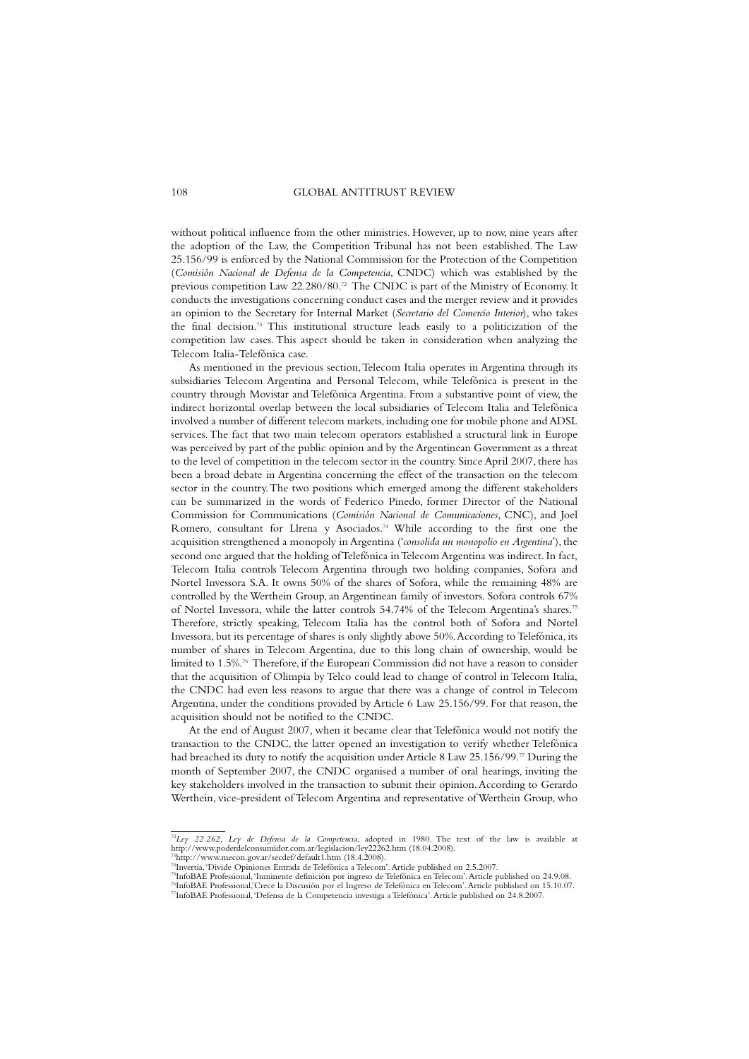without political influence from the other ministries. However, up to now, nine years after the adoption of the Law, the Competition Tribunal has not been established. The Law 25.156/99 is enforced by the National Commission for the Protection of the Competition (*Comisión Nacional de Defensa de la Competencia*, CNDC) which was established by the previous competition Law 22.280/80.[72] The CNDC is part of the Ministry of Economy. It conducts the investigations concerning conduct cases and the merger review and it provides an opinion to the Secretary for Internal Market (*Secretario del Comercio Interior*), who takes the final decision.[73] This institutional structure leads easily to a politicization of the competition law cases. This aspect should be taken in consideration when analyzing the Telecom Italia-Telefónica case.

As mentioned in the previous section, Telecom Italia operates in Argentina through its subsidiaries Telecom Argentina and Personal Telecom, while Telefónica is present in the country through Movistar and Telefónica Argentina. From a substantive point of view, the indirect horizontal overlap between the local subsidiaries of Telecom Italia and Telefónica involved a number of different telecom markets, including one for mobile phone and ADSL services. The fact that two main telecom operators established a structural link in Europe was perceived by part of the public opinion and by the Argentinean Government as a threat to the level of competition in the telecom sector in the country. Since April 2007, there has been a broad debate in Argentina concerning the effect of the transaction on the telecom sector in the country. The two positions which emerged among the different stakeholders can be summarized in the words of Federico Pinedo, former Director of the National Commission for Communications (*Comisión Nacional de Comunicaciones*, CNC), and Joel Romero, consultant for Llrena y Asociados.[74] While according to the first one the acquisition strengthened a monopoly in Argentina ('*consolida un monopolio en Argentina*'), the second one argued that the holding of Telefónica in Telecom Argentina was indirect. In fact, Telecom Italia controls Telecom Argentina through two holding companies, Sofora and Nortel Invessora S.A. It owns 50% of the shares of Sofora, while the remaining 48% are controlled by the Werthein Group, an Argentinean family of investors. Sofora controls 67% of Nortel Invessora, while the latter controls 54.74% of the Telecom Argentina's shares.[75] Therefore, strictly speaking, Telecom Italia has the control both of Sofora and Nortel Invessora, but its percentage of shares is only slightly above 50%. According to Telefónica, its number of shares in Telecom Argentina, due to this long chain of ownership, would be limited to 1.5%.[76] Therefore, if the European Commission did not have a reason to consider that the acquisition of Olimpia by Telco could lead to change of control in Telecom Italia, the CNDC had even less reasons to argue that there was a change of control in Telecom Argentina, under the conditions provided by Article 6 Law 25.156/99. For that reason, the acquisition should not be notified to the CNDC.

At the end of August 2007, when it became clear that Telefónica would not notify the transaction to the CNDC, the latter opened an investigation to verify whether Telefónica had breached its duty to notify the acquisition under Article 8 Law 25.156/99.[77] During the month of September 2007, the CNDC organised a number of oral hearings, inviting the key stakeholders involved in the transaction to submit their opinion. According to Gerardo Werthein, vice-president of Telecom Argentina and representative of Werthein Group, who

---

[72] *Ley 22.262, Ley de Defensa de la Competencia*, adopted in 1980. The text of the law is available at http://www.poderdelconsumidor.com.ar/legislacion/ley22262.htm (18.04.2008).

[73] http://www.mecon.gov.ar/secdef/default1.htm (18.4.2008).

[74] Invertia, 'Divide Opiniones Entrada de Telefónica a Telecom'. Article published on 2.5.2007.

[75] InfoBAE Professional, 'Inminente definición por ingreso de Telefónica en Telecom'. Article published on 24.9.08.

[76] InfoBAE Professional,'Crece la Discusión por el Ingreso de Telefónica en Telecom'. Article published on 15.10.07.

[77] InfoBAE Professional, 'Defensa de la Competencia investiga a Telefónica'. Article published on 24.8.2007.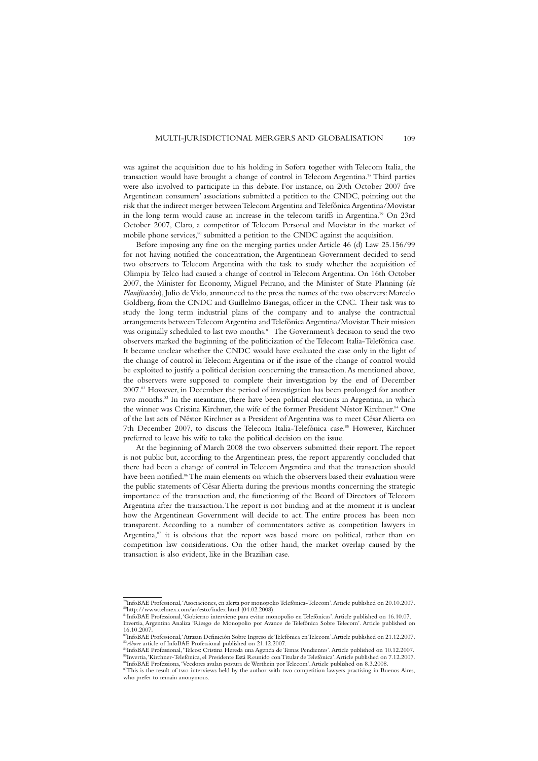was against the acquisition due to his holding in Sofora together with Telecom Italia, the transaction would have brought a change of control in Telecom Argentina.[78] Third parties were also involved to participate in this debate. For instance, on 20th October 2007 five Argentinean consumers' associations submitted a petition to the CNDC, pointing out the risk that the indirect merger between Telecom Argentina and Telefónica Argentina/Movistar in the long term would cause an increase in the telecom tariffs in Argentina.[79] On 23rd October 2007, Claro, a competitor of Telecom Personal and Movistar in the market of mobile phone services,[80] submitted a petition to the CNDC against the acquisition.

Before imposing any fine on the merging parties under Article 46 (d) Law 25.156/99 for not having notified the concentration, the Argentinean Government decided to send two observers to Telecom Argentina with the task to study whether the acquisition of Olimpia by Telco had caused a change of control in Telecom Argentina. On 16th October 2007, the Minister for Economy, Miguel Peirano, and the Minister of State Planning (*de Planificación*), Julio de Vido, announced to the press the names of the two observers: Marcelo Goldberg, from the CNDC and Guillelmo Banegas, officer in the CNC. Their task was to study the long term industrial plans of the company and to analyse the contractual arrangements between Telecom Argentina and Telefónica Argentina/Movistar. Their mission was originally scheduled to last two months.[81] The Government's decision to send the two observers marked the beginning of the politicization of the Telecom Italia-Telefónica case. It became unclear whether the CNDC would have evaluated the case only in the light of the change of control in Telecom Argentina or if the issue of the change of control would be exploited to justify a political decision concerning the transaction. As mentioned above, the observers were supposed to complete their investigation by the end of December 2007.[82] However, in December the period of investigation has been prolonged for another two months.[83] In the meantime, there have been political elections in Argentina, in which the winner was Cristina Kirchner, the wife of the former President Néstor Kirchner.[84] One of the last acts of Néstor Kirchner as a President of Argentina was to meet César Alierta on 7th December 2007, to discuss the Telecom Italia-Telefónica case.[85] However, Kirchner preferred to leave his wife to take the political decision on the issue.

At the beginning of March 2008 the two observers submitted their report. The report is not public but, according to the Argentinean press, the report apparently concluded that there had been a change of control in Telecom Argentina and that the transaction should have been notified.[86] The main elements on which the observers based their evaluation were the public statements of César Alierta during the previous months concerning the strategic importance of the transaction and, the functioning of the Board of Directors of Telecom Argentina after the transaction. The report is not binding and at the moment it is unclear how the Argentinean Government will decide to act. The entire process has been non transparent. According to a number of commentators active as competition lawyers in Argentina,[87] it is obvious that the report was based more on political, rather than on competition law considerations. On the other hand, the market overlap caused by the transaction is also evident, like in the Brazilian case.

---

[79] InfoBAE Professional, 'Asociaciones, en alerta por monopolio Telefónica-Telecom'. Article published on 20.10.2007.

[80] http://www.telmex.com/ar/esto/index.html (04.02.2008).

[81] InfoBAE Professional, 'Gobierno interviene para evitar monopolio en Telefónicas'. Article published on 16.10.07. Invertia, Argentina Analiza 'Riesgo de Monopolio por Avance de Telefónica Sobre Telecom'. Article published on 16.10.2007.

[82] InfoBAE Professional, 'Atrasan Definición Sobre Ingreso de Telefónica en Telecom'. Article published on 21.12.2007.

[83] *Above* article of InfoBAE Professional published on 21.12.2007.

[84] InfoBAE Professional, 'Telcos: Cristina Hereda una Agenda de Temas Pendientes'. Article published on 10.12.2007.

[85] Invertia, 'Kirchner-Telefónica, el Presidente Está Reunido con Titular de Telefónica'. Article published on 7.12.2007.

[86] InfoBAE Professiona, 'Veedores avalan postura de Werthein por Telecom'. Article published on 8.3.2008.

[87] This is the result of two interviews held by the author with two competition lawyers practising in Buenos Aires, who prefer to remain anonymous.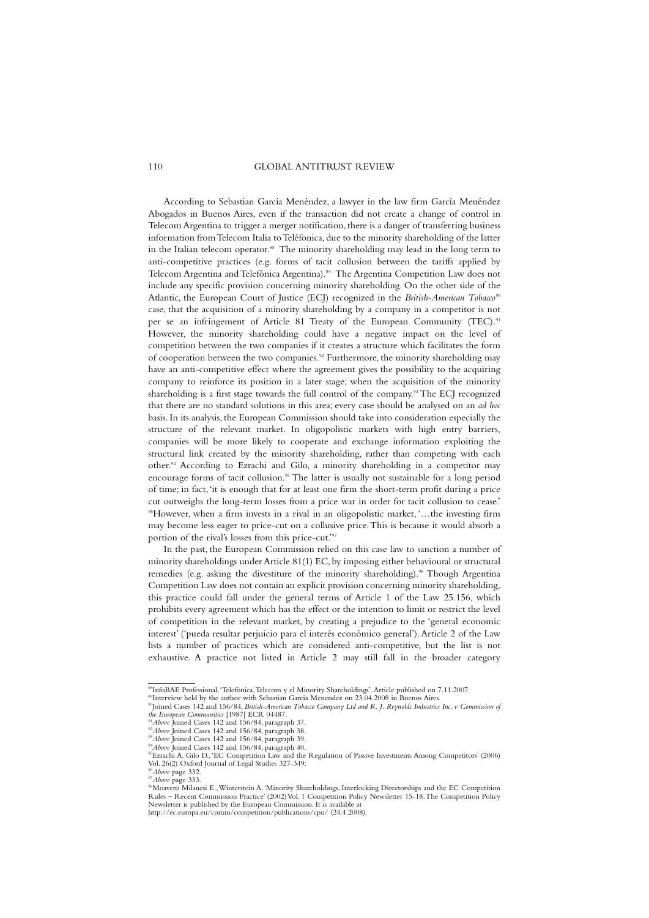According to Sebastian García Menéndez, a lawyer in the law firm García Menéndez Abogados in Buenos Aires, even if the transaction did not create a change of control in Telecom Argentina to trigger a merger notification, there is a danger of transferring business information from Telecom Italia to Teléfonica, due to the minority shareholding of the latter in the Italian telecom operator.[88] The minority shareholding may lead in the long term to anti-competitive practices (e.g. forms of tacit collusion between the tariffs applied by Telecom Argentina and Telefónica Argentina).[89] The Argentina Competition Law does not include any specific provision concerning minority shareholding. On the other side of the Atlantic, the European Court of Justice (ECJ) recognized in the *British-American Tobacco*[90] case, that the acquisition of a minority shareholding by a company in a competitor is not per se an infringement of Article 81 Treaty of the European Community (TEC).[91] However, the minority shareholding could have a negative impact on the level of competition between the two companies if it creates a structure which facilitates the form of cooperation between the two companies.[92] Furthermore, the minority shareholding may have an anti-competitive effect where the agreement gives the possibility to the acquiring company to reinforce its position in a later stage; when the acquisition of the minority shareholding is a first stage towards the full control of the company.[93] The ECJ recognized that there are no standard solutions in this area; every case should be analysed on an *ad hoc* basis. In its analysis, the European Commission should take into consideration especially the structure of the relevant market. In oligopolistic markets with high entry barriers, companies will be more likely to cooperate and exchange information exploiting the structural link created by the minority shareholding, rather than competing with each other.[94] According to Ezrachi and Gilo, a minority shareholding in a competitor may encourage forms of tacit collusion.[95] The latter is usually not sustainable for a long period of time; in fact, 'it is enough that for at least one firm the short-term profit during a price cut outweighs the long-term losses from a price war in order for tacit collusion to cease.'[96] However, when a firm invests in a rival in an oligopolistic market, '…the investing firm may become less eager to price-cut on a collusive price. This is because it would absorb a portion of the rival's losses from this price-cut.'[97]

In the past, the European Commission relied on this case law to sanction a number of minority shareholdings under Article 81(1) EC, by imposing either behavioural or structural remedies (e.g. asking the divestiture of the minority shareholding).[98] Though Argentina Competition Law does not contain an explicit provision concerning minority shareholding, this practice could fall under the general terms of Article 1 of the Law 25.156, which prohibits every agreement which has the effect or the intention to limit or restrict the level of competition in the relevant market, by creating a prejudice to the 'general economic interest' ('pueda resultar perjuicio para el interés económico general'). Article 2 of the Law lists a number of practices which are considered anti-competitive, but the list is not exhaustive. A practice not listed in Article 2 may still fall in the broader category

---

[88] InfoBAE Professional, 'Telefônica, Telecom y el Minority Shareholdings'. Article published on 7.11.2007.

[89] Interview held by the author with Sebastian Garcia Menendez on 23.04.2008 in Buenos Aires.

[90] Joined Cases 142 and 156/84, *British-American Tobacco Company Ltd and R. J. Reynolds Industries Inc. v Commission of the European Communities* [1987] ECR 04487.

[91] *Above* Joined Cases 142 and 156/84, paragraph 37.

[92] *Above* Joined Cases 142 and 156/84, paragraph 38.

[93] *Above* Joined Cases 142 and 156/84, paragraph 39.

[94] *Above* Joined Cases 142 and 156/84, paragraph 40.

[95] Ezrachi A. Gilo D., 'EC Competition Law and the Regulation of Passive Investments Among Competitors' (2006) Vol. 26(2) Oxford Journal of Legal Studies 327-349.

[96] *Above* page 332.

[97] *Above* page 333.

[98] Moavero Milanesi E., Winterstein A. 'Minority Shareholdings, Interlocking Directorships and the EC Competition Rules – Recent Commission Practice' (2002) Vol. 1 Competition Policy Newsletter 15-18. The Competition Policy Newsletter is published by the European Commission. It is available at http://ec.europa.eu/comm/competition/publications/cpn/ (24.4.2008).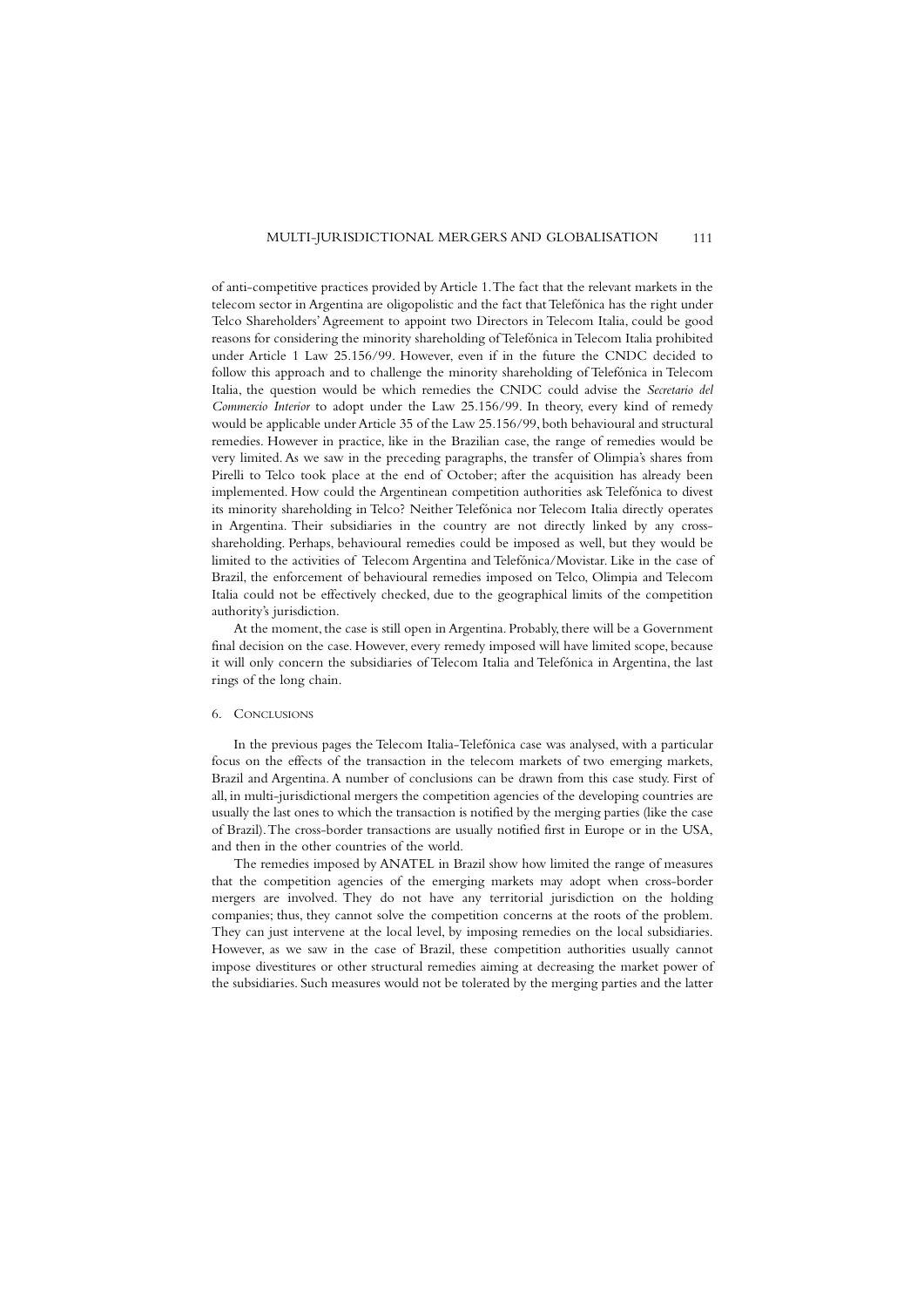of anti-competitive practices provided by Article 1. The fact that the relevant markets in the telecom sector in Argentina are oligopolistic and the fact that Telefónica has the right under Telco Shareholders' Agreement to appoint two Directors in Telecom Italia, could be good reasons for considering the minority shareholding of Telefónica in Telecom Italia prohibited under Article 1 Law 25.156/99. However, even if in the future the CNDC decided to follow this approach and to challenge the minority shareholding of Telefónica in Telecom Italia, the question would be which remedies the CNDC could advise the *Secretario del Commercio Interior* to adopt under the Law 25.156/99. In theory, every kind of remedy would be applicable under Article 35 of the Law 25.156/99, both behavioural and structural remedies. However in practice, like in the Brazilian case, the range of remedies would be very limited. As we saw in the preceding paragraphs, the transfer of Olimpia's shares from Pirelli to Telco took place at the end of October; after the acquisition has already been implemented. How could the Argentinean competition authorities ask Telefónica to divest its minority shareholding in Telco? Neither Telefónica nor Telecom Italia directly operates in Argentina. Their subsidiaries in the country are not directly linked by any cross-shareholding. Perhaps, behavioural remedies could be imposed as well, but they would be limited to the activities of Telecom Argentina and Telefónica/Movistar. Like in the case of Brazil, the enforcement of behavioural remedies imposed on Telco, Olimpia and Telecom Italia could not be effectively checked, due to the geographical limits of the competition authority's jurisdiction.

At the moment, the case is still open in Argentina. Probably, there will be a Government final decision on the case. However, every remedy imposed will have limited scope, because it will only concern the subsidiaries of Telecom Italia and Telefónica in Argentina, the last rings of the long chain.

## 6. Conclusions

In the previous pages the Telecom Italia-Telefónica case was analysed, with a particular focus on the effects of the transaction in the telecom markets of two emerging markets, Brazil and Argentina. A number of conclusions can be drawn from this case study. First of all, in multi-jurisdictional mergers the competition agencies of the developing countries are usually the last ones to which the transaction is notified by the merging parties (like the case of Brazil). The cross-border transactions are usually notified first in Europe or in the USA, and then in the other countries of the world.

The remedies imposed by ANATEL in Brazil show how limited the range of measures that the competition agencies of the emerging markets may adopt when cross-border mergers are involved. They do not have any territorial jurisdiction on the holding companies; thus, they cannot solve the competition concerns at the roots of the problem. They can just intervene at the local level, by imposing remedies on the local subsidiaries. However, as we saw in the case of Brazil, these competition authorities usually cannot impose divestitures or other structural remedies aiming at decreasing the market power of the subsidiaries. Such measures would not be tolerated by the merging parties and the latter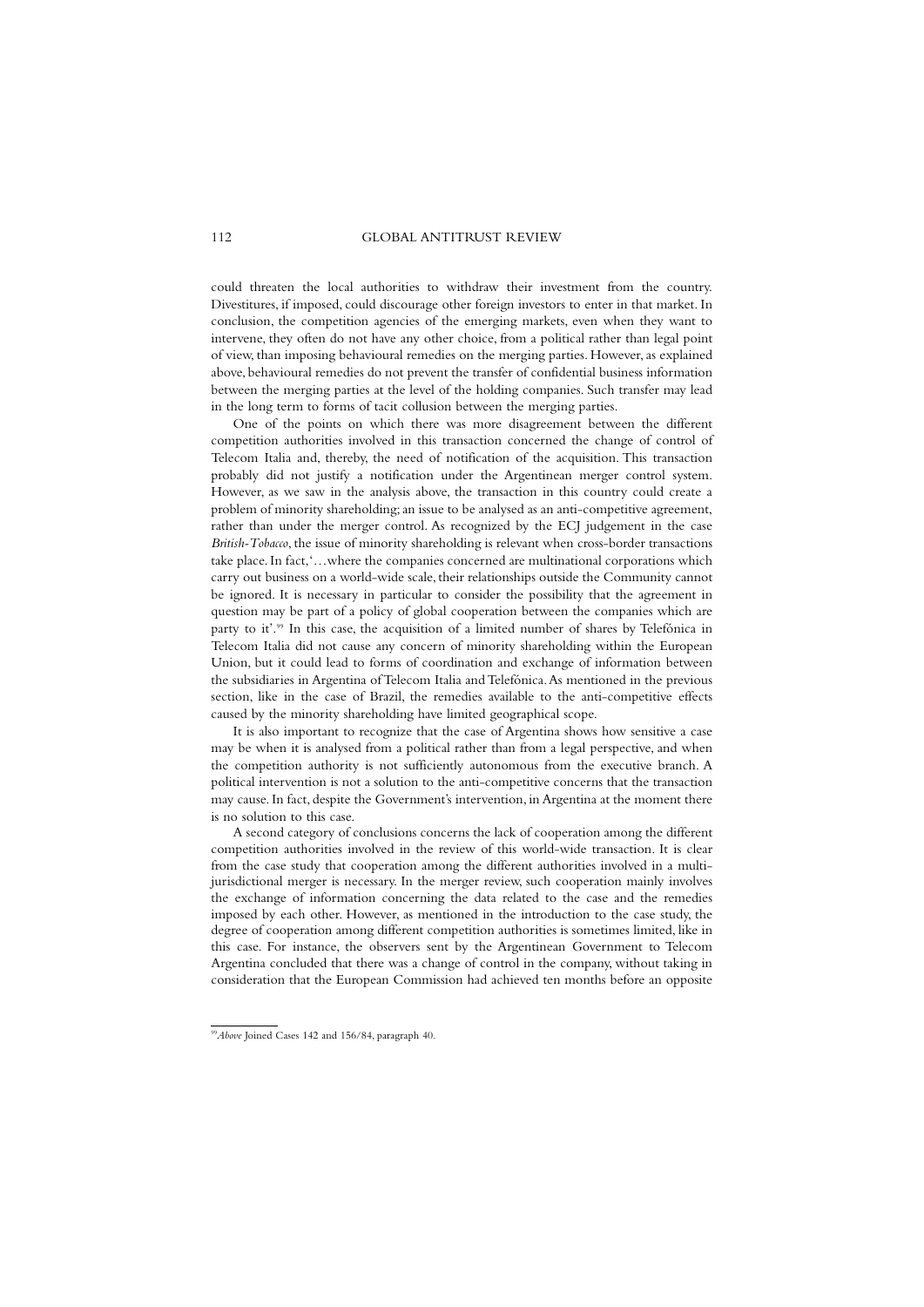could threaten the local authorities to withdraw their investment from the country. Divestitures, if imposed, could discourage other foreign investors to enter in that market. In conclusion, the competition agencies of the emerging markets, even when they want to intervene, they often do not have any other choice, from a political rather than legal point of view, than imposing behavioural remedies on the merging parties. However, as explained above, behavioural remedies do not prevent the transfer of confidential business information between the merging parties at the level of the holding companies. Such transfer may lead in the long term to forms of tacit collusion between the merging parties.

One of the points on which there was more disagreement between the different competition authorities involved in this transaction concerned the change of control of Telecom Italia and, thereby, the need of notification of the acquisition. This transaction probably did not justify a notification under the Argentinean merger control system. However, as we saw in the analysis above, the transaction in this country could create a problem of minority shareholding; an issue to be analysed as an anti-competitive agreement, rather than under the merger control. As recognized by the ECJ judgement in the case *British-Tobacco*, the issue of minority shareholding is relevant when cross-border transactions take place. In fact, '…where the companies concerned are multinational corporations which carry out business on a world-wide scale, their relationships outside the Community cannot be ignored. It is necessary in particular to consider the possibility that the agreement in question may be part of a policy of global cooperation between the companies which are party to it'.[99] In this case, the acquisition of a limited number of shares by Telefónica in Telecom Italia did not cause any concern of minority shareholding within the European Union, but it could lead to forms of coordination and exchange of information between the subsidiaries in Argentina of Telecom Italia and Telefónica. As mentioned in the previous section, like in the case of Brazil, the remedies available to the anti-competitive effects caused by the minority shareholding have limited geographical scope.

It is also important to recognize that the case of Argentina shows how sensitive a case may be when it is analysed from a political rather than from a legal perspective, and when the competition authority is not sufficiently autonomous from the executive branch. A political intervention is not a solution to the anti-competitive concerns that the transaction may cause. In fact, despite the Government's intervention, in Argentina at the moment there is no solution to this case.

A second category of conclusions concerns the lack of cooperation among the different competition authorities involved in the review of this world-wide transaction. It is clear from the case study that cooperation among the different authorities involved in a multi-jurisdictional merger is necessary. In the merger review, such cooperation mainly involves the exchange of information concerning the data related to the case and the remedies imposed by each other. However, as mentioned in the introduction to the case study, the degree of cooperation among different competition authorities is sometimes limited, like in this case. For instance, the observers sent by the Argentinean Government to Telecom Argentina concluded that there was a change of control in the company, without taking in consideration that the European Commission had achieved ten months before an opposite

[99] *Above* Joined Cases 142 and 156/84, paragraph 40.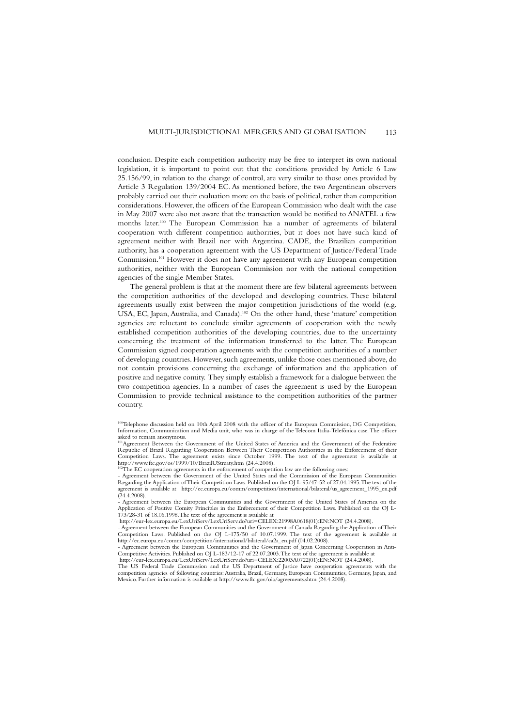conclusion. Despite each competition authority may be free to interpret its own national legislation, it is important to point out that the conditions provided by Article 6 Law 25.156/99, in relation to the change of control, are very similar to those ones provided by Article 3 Regulation 139/2004 EC. As mentioned before, the two Argentinean observers probably carried out their evaluation more on the basis of political, rather than competition considerations. However, the officers of the European Commission who dealt with the case in May 2007 were also not aware that the transaction would be notified to ANATEL a few months later.[100] The European Commission has a number of agreements of bilateral cooperation with different competition authorities, but it does not have such kind of agreement neither with Brazil nor with Argentina. CADE, the Brazilian competition authority, has a cooperation agreement with the US Department of Justice/Federal Trade Commission.[101] However it does not have any agreement with any European competition authorities, neither with the European Commission nor with the national competition agencies of the single Member States.

The general problem is that at the moment there are few bilateral agreements between the competition authorities of the developed and developing countries. These bilateral agreements usually exist between the major competition jurisdictions of the world (e.g. USA, EC, Japan, Australia, and Canada).[102] On the other hand, these 'mature' competition agencies are reluctant to conclude similar agreements of cooperation with the newly established competition authorities of the developing countries, due to the uncertainty concerning the treatment of the information transferred to the latter. The European Commission signed cooperation agreements with the competition authorities of a number of developing countries. However, such agreements, unlike those ones mentioned above, do not contain provisions concerning the exchange of information and the application of positive and negative comity. They simply establish a framework for a dialogue between the two competition agencies. In a number of cases the agreement is used by the European Commission to provide technical assistance to the competition authorities of the partner country.

---

[100] Telephone discussion held on 10th April 2008 with the officer of the European Commission, DG Competition, Information, Communication and Media unit, who was in charge of the Telecom Italia-Telefônica case. The officer asked to remain anonymous.

[101] Agreement Between the Government of the United States of America and the Government of the Federative Republic of Brazil Regarding Cooperation Between Their Competition Authorities in the Enforcement of their Competition Laws. The agreement exists since October 1999. The text of the agreement is available at http://www.ftc.gov/os/1999/10/BrazilUStreaty.htm (24.4.2008).

[102] The EC cooperation agreements in the enforcement of competition law are the following ones:

- Agreement between the Government of the United States and the Commission of the European Communities Regarding the Application of Their Competition Laws. Published on the OJ L-95/47-52 of 27.04.1995. The text of the agreement is available at http://ec.europa.eu/comm/competition/international/bilateral/us_agreement_1995_en.pdf (24.4.2008).
- Agreement between the European Communities and the Government of the United States of America on the Application of Positive Comity Principles in the Enforcement of their Competition Laws. Published on the OJ L-173/28-31 of 18.06.1998. The text of the agreement is available at http://eur-lex.europa.eu/LexUriServ/LexUriServ.do?uri=CELEX:21998A0618(01):EN:NOT (24.4.2008).
- Agreement between the European Communities and the Government of Canada Regarding the Application of Their Competition Laws. Published on the OJ L-175/50 of 10.07.1999. The text of the agreement is available at http://ec.europa.eu/comm/competition/international/bilateral/ca2a_en.pdf (04.02.2008).
- Agreement between the European Communities and the Government of Japan Concerning Cooperation in Anti-Competitive Activities. Published on OJ L-183/12-17 of 22.07.2003. The text of the agreement is available at http://eur-lex.europa.eu/LexUriServ/LexUriServ.do?uri=CELEX:22003A0722(01):EN:NOT (24.4.2008).

The US Federal Trade Commission and the US Department of Justice have cooperation agreements with the competition agencies of following countries: Australia, Brazil, Germany, European Communities, Germany, Japan, and Mexico. Further information is available at http://www.ftc.gov/oia/agreements.shtm (24.4.2008).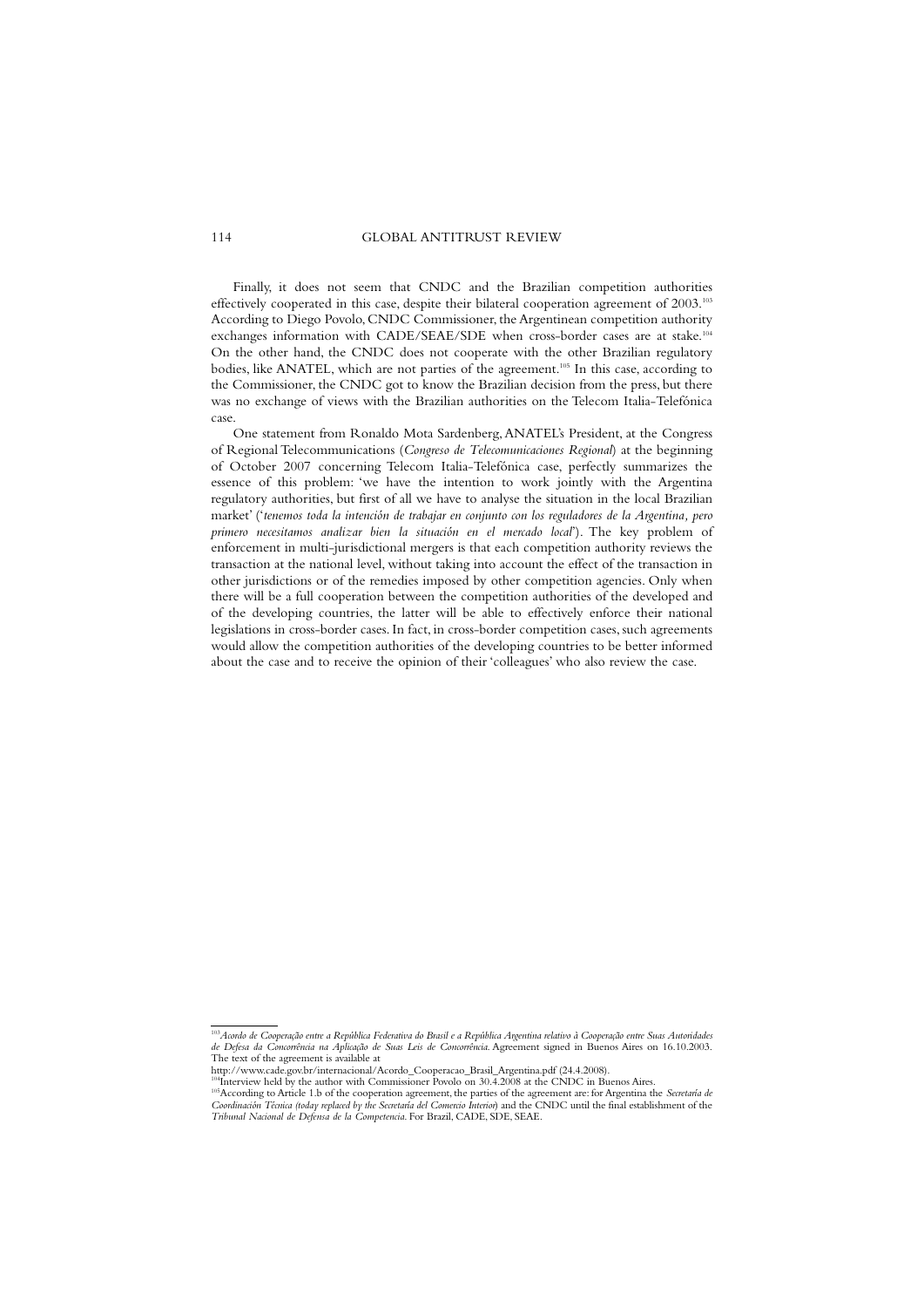Finally, it does not seem that CNDC and the Brazilian competition authorities effectively cooperated in this case, despite their bilateral cooperation agreement of 2003.[103] According to Diego Povolo, CNDC Commissioner, the Argentinean competition authority exchanges information with CADE/SEAE/SDE when cross-border cases are at stake.[104] On the other hand, the CNDC does not cooperate with the other Brazilian regulatory bodies, like ANATEL, which are not parties of the agreement.[105] In this case, according to the Commissioner, the CNDC got to know the Brazilian decision from the press, but there was no exchange of views with the Brazilian authorities on the Telecom Italia-Telefónica case.

One statement from Ronaldo Mota Sardenberg, ANATEL's President, at the Congress of Regional Telecommunications (*Congreso de Telecomunicaciones Regional*) at the beginning of October 2007 concerning Telecom Italia-Telefónica case, perfectly summarizes the essence of this problem: 'we have the intention to work jointly with the Argentina regulatory authorities, but first of all we have to analyse the situation in the local Brazilian market' ('*tenemos toda la intención de trabajar en conjunto con los reguladores de la Argentina, pero primero necesitamos analizar bien la situación en el mercado local*'). The key problem of enforcement in multi-jurisdictional mergers is that each competition authority reviews the transaction at the national level, without taking into account the effect of the transaction in other jurisdictions or of the remedies imposed by other competition agencies. Only when there will be a full cooperation between the competition authorities of the developed and of the developing countries, the latter will be able to effectively enforce their national legislations in cross-border cases. In fact, in cross-border competition cases, such agreements would allow the competition authorities of the developing countries to be better informed about the case and to receive the opinion of their 'colleagues' who also review the case.

---

[103] *Acordo de Cooperação entre a República Federativa do Brasil e a República Argentina relativo à Cooperação entre Suas Autoridades de Defesa da Concorrência na Aplicação de Suas Leis de Concorrência*. Agreement signed in Buenos Aires on 16.10.2003. The text of the agreement is available at http://www.cade.gov.br/internacional/Acordo_Cooperacao_Brasil_Argentina.pdf (24.4.2008).

[104] Interview held by the author with Commissioner Povolo on 30.4.2008 at the CNDC in Buenos Aires.

[105] According to Article 1.b of the cooperation agreement, the parties of the agreement are: for Argentina the *Secretaría de Coordinación Técnica (today replaced by the Secretaría del Comercio Interior)* and the CNDC until the final establishment of the *Tribunal Nacional de Defensa de la Competencia*. For Brazil, CADE, SDE, SEAE.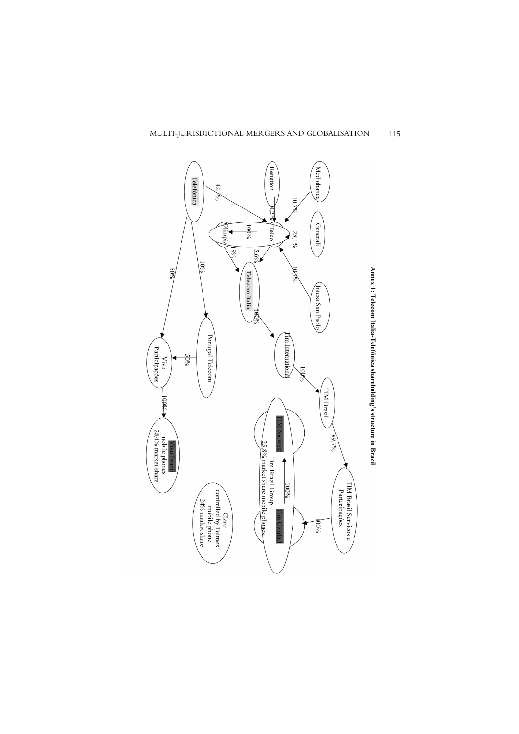**Annex 1: Telecom Italia-Telefónica shareholding's structure in Brazil**

Mediobanca — 10,7% → Telco

Generali — 28,1% → Telco

Intesa San Paolo — 10,7% → Telco

Benetton — 8,2% → Telco

Telefónica — 42,3% → Telco

Telco — 100% → Olimpia

Telco — 5,6% → Telecom Italia

Olimpia — 18% → Telecom Italia

Telecom Italia — 100% → Tim International

Tim International — 100% → TIM Brasil

TIM Brasil — 69,7% → TIM Brasil Servicos e Partecipações

TIM Brasil Servicos e Partecipações — 100% → Tim Celular

Tim Celular — 100% → TIM Norvest

Tim Brazil Group: 25,8% market share mobile phones

Telefónica — 10% → Portugal Telecom

Telefónica — 50% → Vivo Participações

Portugal Telecom — 50% → Vivo Participações

Vivo Participações — 100% → Vivo Brazil (mobile phones, 28,4% market share)

Claro controlled by Telmex: mobile phone, 24% market share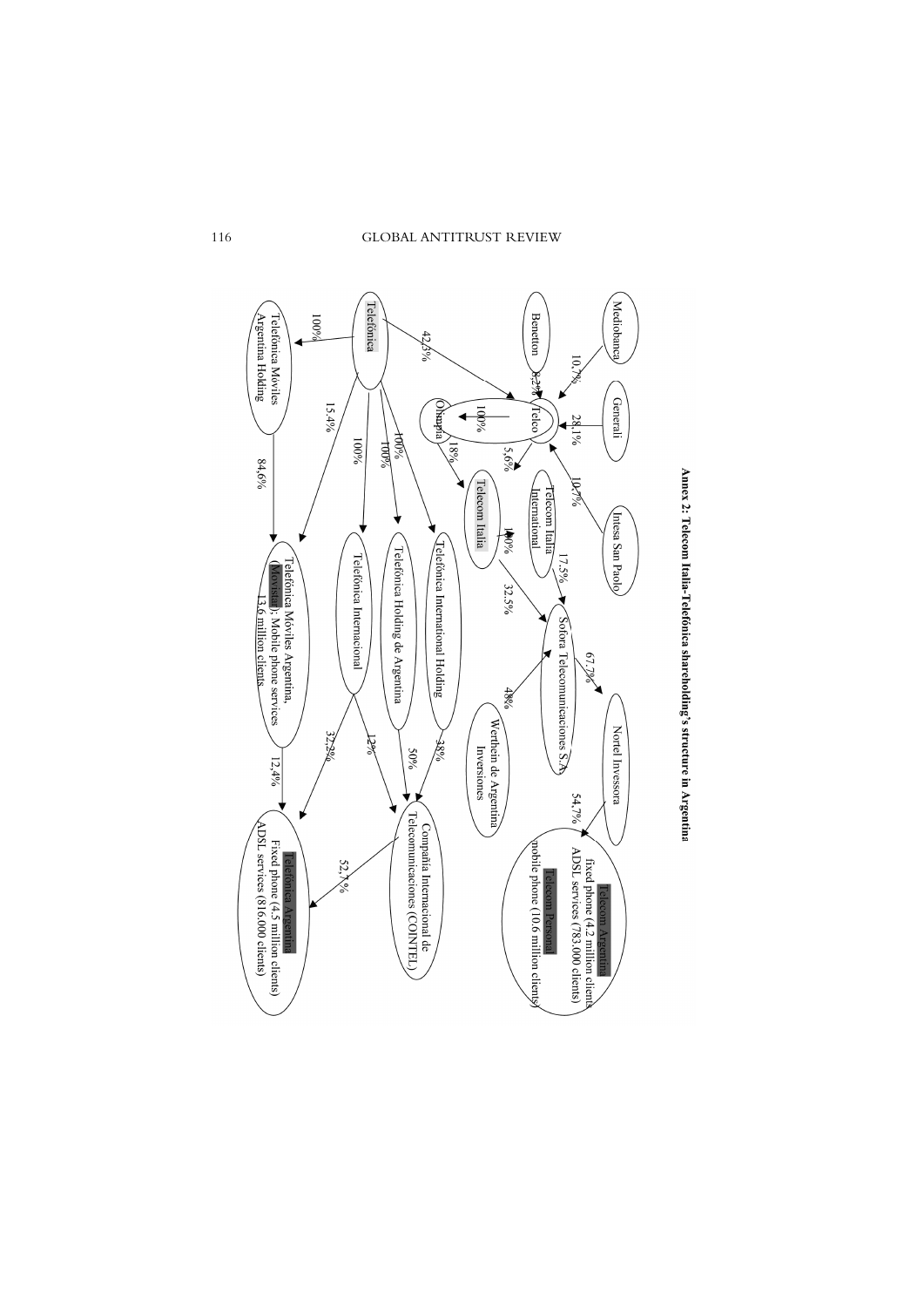**Annex 2: Telecom Italia-Telefónica shareholding's structure in Argentina**

Mediobanca
Generali
Intesa San Paolo
Benetton
10.7%
8.2%
28.1%
10.7%
Telco
100%
Olimpia
5.6%
18%
Telecom Italia International
Telecom Italia
100%
17.5%
32.5%
Sofora Telecomunicaciones S.A.
48%
Werthein de Argentina Inversiones
67.7%
Nortel Inversora
54.7%
Telecom Argentina
fixed phone (4.2 million clients)
ADSL services (783.000 clients)
Telecom Personal
mobile phone (10.6 million clients)
Telefónica
42.3%
100%
15.4%
100%
100%
100%
Telefónica Móviles Argentina Holding
84.6%
Telefónica International Holding
Telefónica Holding de Argentina
Telefónica Internacional
Telefónica Móviles Argentina, (Movistar); Mobile phone services
13.6 million clients
38%
50%
12%
32.2%
12.4%
Compañía Internacional de Telecomunicaciones (COINTEL)
52.7%
Telefónica Argentina
Fixed phone (4.5 million clients)
ADSL services (816,000 clients)